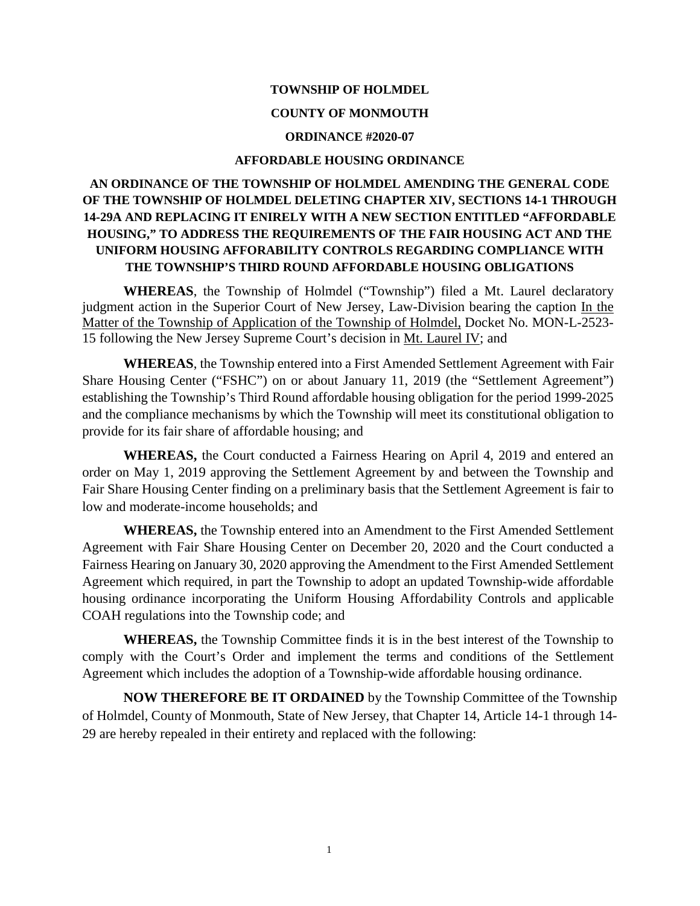**TOWNSHIP OF HOLMDEL**

**COUNTY OF MONMOUTH**

**ORDINANCE #2020-07**

**AFFORDABLE HOUSING ORDINANCE**

**AN ORDINANCE OF THE TOWNSHIP OF HOLMDEL AMENDING THE GENERAL CODE OF THE TOWNSHIP OF HOLMDEL DELETING CHAPTER XIV, SECTIONS 14-1 THROUGH 14-29A AND REPLACING IT ENIRELY WITH A NEW SECTION ENTITLED "AFFORDABLE HOUSING," TO ADDRESS THE REQUIREMENTS OF THE FAIR HOUSING ACT AND THE UNIFORM HOUSING AFFORABILITY CONTROLS REGARDING COMPLIANCE WITH THE TOWNSHIP'S THIRD ROUND AFFORDABLE HOUSING OBLIGATIONS**

**WHEREAS**, the Township of Holmdel ("Township") filed a Mt. Laurel declaratory judgment action in the Superior Court of New Jersey, Law-Division bearing the caption In the Matter of the Township of Application of the Township of Holmdel, Docket No. MON-L-2523-15 following the New Jersey Supreme Court's decision in Mt. Laurel IV; and

**WHEREAS**, the Township entered into a First Amended Settlement Agreement with Fair Share Housing Center ("FSHC") on or about January 11, 2019 (the "Settlement Agreement") establishing the Township's Third Round affordable housing obligation for the period 1999-2025 and the compliance mechanisms by which the Township will meet its constitutional obligation to provide for its fair share of affordable housing; and

**WHEREAS,** the Court conducted a Fairness Hearing on April 4, 2019 and entered an order on May 1, 2019 approving the Settlement Agreement by and between the Township and Fair Share Housing Center finding on a preliminary basis that the Settlement Agreement is fair to low and moderate-income households; and

**WHEREAS,** the Township entered into an Amendment to the First Amended Settlement Agreement with Fair Share Housing Center on December 20, 2020 and the Court conducted a Fairness Hearing on January 30, 2020 approving the Amendment to the First Amended Settlement Agreement which required, in part the Township to adopt an updated Township-wide affordable housing ordinance incorporating the Uniform Housing Affordability Controls and applicable COAH regulations into the Township code; and

**WHEREAS,** the Township Committee finds it is in the best interest of the Township to comply with the Court's Order and implement the terms and conditions of the Settlement Agreement which includes the adoption of a Township-wide affordable housing ordinance.

**NOW THEREFORE BE IT ORDAINED** by the Township Committee of the Township of Holmdel, County of Monmouth, State of New Jersey, that Chapter 14, Article 14-1 through 14-29 are hereby repealed in their entirety and replaced with the following: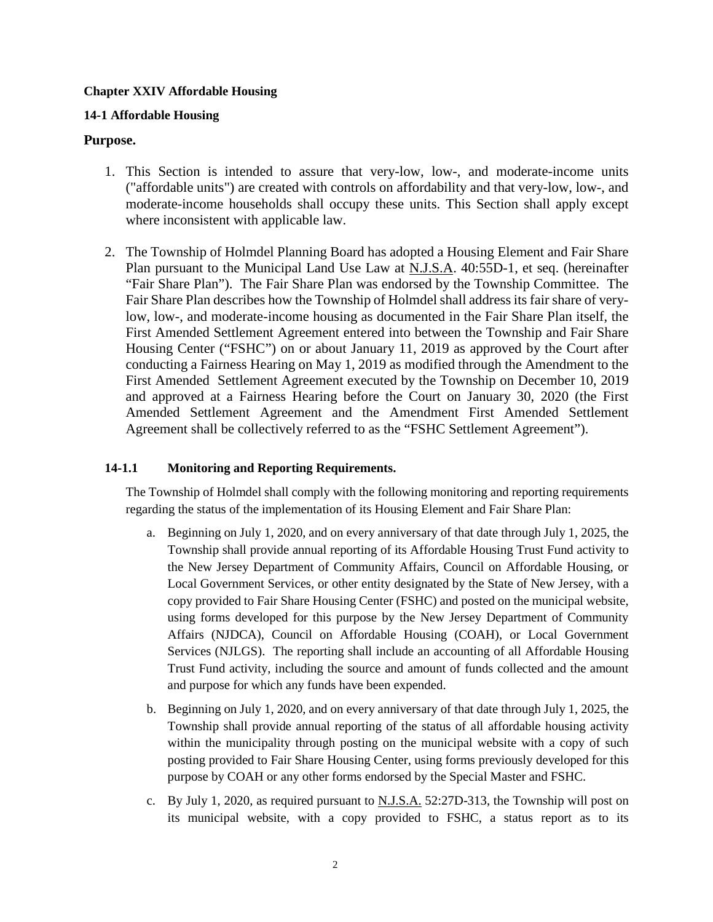**Chapter XXIV Affordable Housing**

**14-1 Affordable Housing**

## Purpose.

1. This Section is intended to assure that very-low, low-, and moderate-income units ("affordable units") are created with controls on affordability and that very-low, low-, and moderate-income households shall occupy these units. This Section shall apply except where inconsistent with applicable law.

2. The Township of Holmdel Planning Board has adopted a Housing Element and Fair Share Plan pursuant to the Municipal Land Use Law at N.J.S.A. 40:55D-1, et seq. (hereinafter "Fair Share Plan"). The Fair Share Plan was endorsed by the Township Committee. The Fair Share Plan describes how the Township of Holmdel shall address its fair share of very-low, low-, and moderate-income housing as documented in the Fair Share Plan itself, the First Amended Settlement Agreement entered into between the Township and Fair Share Housing Center ("FSHC") on or about January 11, 2019 as approved by the Court after conducting a Fairness Hearing on May 1, 2019 as modified through the Amendment to the First Amended Settlement Agreement executed by the Township on December 10, 2019 and approved at a Fairness Hearing before the Court on January 30, 2020 (the First Amended Settlement Agreement and the Amendment First Amended Settlement Agreement shall be collectively referred to as the "FSHC Settlement Agreement").

**14-1.1 Monitoring and Reporting Requirements.**

The Township of Holmdel shall comply with the following monitoring and reporting requirements regarding the status of the implementation of its Housing Element and Fair Share Plan:

a. Beginning on July 1, 2020, and on every anniversary of that date through July 1, 2025, the Township shall provide annual reporting of its Affordable Housing Trust Fund activity to the New Jersey Department of Community Affairs, Council on Affordable Housing, or Local Government Services, or other entity designated by the State of New Jersey, with a copy provided to Fair Share Housing Center (FSHC) and posted on the municipal website, using forms developed for this purpose by the New Jersey Department of Community Affairs (NJDCA), Council on Affordable Housing (COAH), or Local Government Services (NJLGS). The reporting shall include an accounting of all Affordable Housing Trust Fund activity, including the source and amount of funds collected and the amount and purpose for which any funds have been expended.

b. Beginning on July 1, 2020, and on every anniversary of that date through July 1, 2025, the Township shall provide annual reporting of the status of all affordable housing activity within the municipality through posting on the municipal website with a copy of such posting provided to Fair Share Housing Center, using forms previously developed for this purpose by COAH or any other forms endorsed by the Special Master and FSHC.

c. By July 1, 2020, as required pursuant to N.J.S.A. 52:27D-313, the Township will post on its municipal website, with a copy provided to FSHC, a status report as to its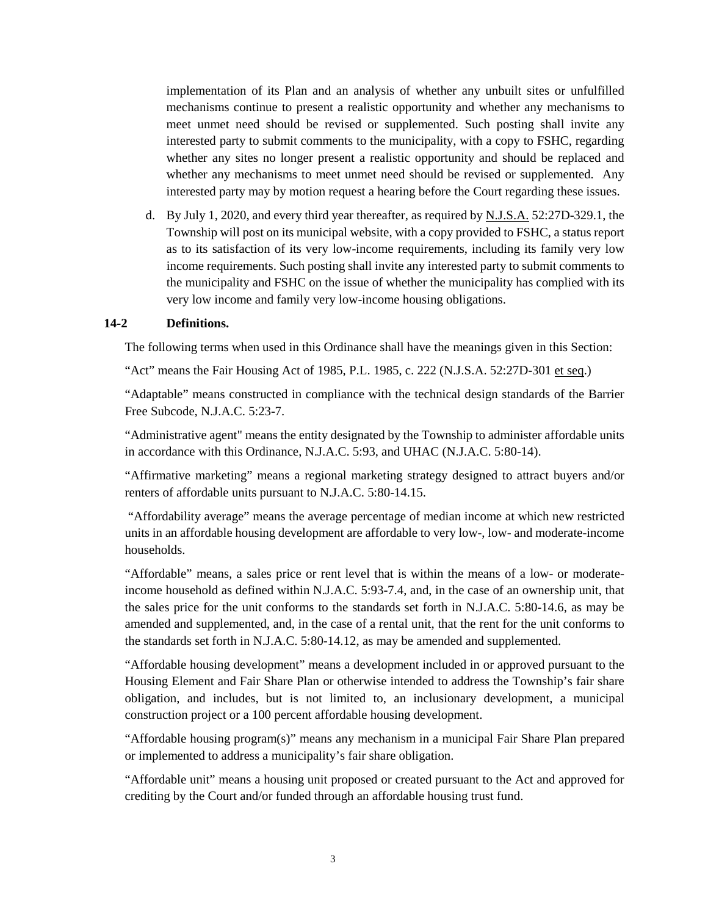implementation of its Plan and an analysis of whether any unbuilt sites or unfulfilled mechanisms continue to present a realistic opportunity and whether any mechanisms to meet unmet need should be revised or supplemented. Such posting shall invite any interested party to submit comments to the municipality, with a copy to FSHC, regarding whether any sites no longer present a realistic opportunity and should be replaced and whether any mechanisms to meet unmet need should be revised or supplemented. Any interested party may by motion request a hearing before the Court regarding these issues.

d. By July 1, 2020, and every third year thereafter, as required by N.J.S.A. 52:27D-329.1, the Township will post on its municipal website, with a copy provided to FSHC, a status report as to its satisfaction of its very low-income requirements, including its family very low income requirements. Such posting shall invite any interested party to submit comments to the municipality and FSHC on the issue of whether the municipality has complied with its very low income and family very low-income housing obligations.

**14-2 Definitions.**

The following terms when used in this Ordinance shall have the meanings given in this Section:

"Act" means the Fair Housing Act of 1985, P.L. 1985, c. 222 (N.J.S.A. 52:27D-301 et seq.)

"Adaptable" means constructed in compliance with the technical design standards of the Barrier Free Subcode, N.J.A.C. 5:23-7.

"Administrative agent" means the entity designated by the Township to administer affordable units in accordance with this Ordinance, N.J.A.C. 5:93, and UHAC (N.J.A.C. 5:80-14).

"Affirmative marketing" means a regional marketing strategy designed to attract buyers and/or renters of affordable units pursuant to N.J.A.C. 5:80-14.15.

"Affordability average" means the average percentage of median income at which new restricted units in an affordable housing development are affordable to very low-, low- and moderate-income households.

"Affordable" means, a sales price or rent level that is within the means of a low- or moderate-income household as defined within N.J.A.C. 5:93-7.4, and, in the case of an ownership unit, that the sales price for the unit conforms to the standards set forth in N.J.A.C. 5:80-14.6, as may be amended and supplemented, and, in the case of a rental unit, that the rent for the unit conforms to the standards set forth in N.J.A.C. 5:80-14.12, as may be amended and supplemented.

"Affordable housing development" means a development included in or approved pursuant to the Housing Element and Fair Share Plan or otherwise intended to address the Township's fair share obligation, and includes, but is not limited to, an inclusionary development, a municipal construction project or a 100 percent affordable housing development.

"Affordable housing program(s)" means any mechanism in a municipal Fair Share Plan prepared or implemented to address a municipality's fair share obligation.

"Affordable unit" means a housing unit proposed or created pursuant to the Act and approved for crediting by the Court and/or funded through an affordable housing trust fund.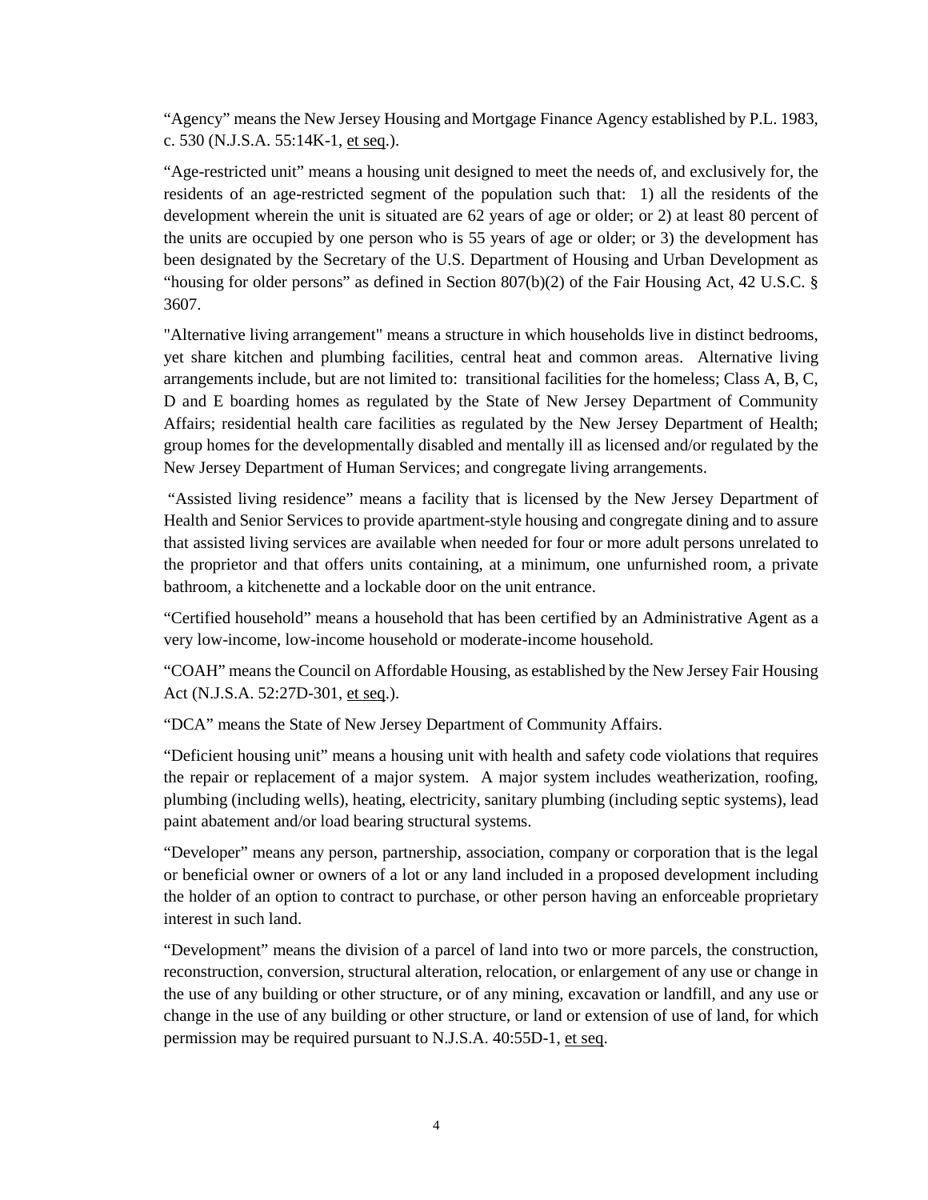"Agency" means the New Jersey Housing and Mortgage Finance Agency established by P.L. 1983, c. 530 (N.J.S.A. 55:14K-1, et seq.).

"Age-restricted unit" means a housing unit designed to meet the needs of, and exclusively for, the residents of an age-restricted segment of the population such that: 1) all the residents of the development wherein the unit is situated are 62 years of age or older; or 2) at least 80 percent of the units are occupied by one person who is 55 years of age or older; or 3) the development has been designated by the Secretary of the U.S. Department of Housing and Urban Development as "housing for older persons" as defined in Section 807(b)(2) of the Fair Housing Act, 42 U.S.C. § 3607.

"Alternative living arrangement" means a structure in which households live in distinct bedrooms, yet share kitchen and plumbing facilities, central heat and common areas. Alternative living arrangements include, but are not limited to: transitional facilities for the homeless; Class A, B, C, D and E boarding homes as regulated by the State of New Jersey Department of Community Affairs; residential health care facilities as regulated by the New Jersey Department of Health; group homes for the developmentally disabled and mentally ill as licensed and/or regulated by the New Jersey Department of Human Services; and congregate living arrangements.

"Assisted living residence" means a facility that is licensed by the New Jersey Department of Health and Senior Services to provide apartment-style housing and congregate dining and to assure that assisted living services are available when needed for four or more adult persons unrelated to the proprietor and that offers units containing, at a minimum, one unfurnished room, a private bathroom, a kitchenette and a lockable door on the unit entrance.

"Certified household" means a household that has been certified by an Administrative Agent as a very low-income, low-income household or moderate-income household.

"COAH" means the Council on Affordable Housing, as established by the New Jersey Fair Housing Act (N.J.S.A. 52:27D-301, et seq.).

"DCA" means the State of New Jersey Department of Community Affairs.

"Deficient housing unit" means a housing unit with health and safety code violations that requires the repair or replacement of a major system. A major system includes weatherization, roofing, plumbing (including wells), heating, electricity, sanitary plumbing (including septic systems), lead paint abatement and/or load bearing structural systems.

"Developer" means any person, partnership, association, company or corporation that is the legal or beneficial owner or owners of a lot or any land included in a proposed development including the holder of an option to contract to purchase, or other person having an enforceable proprietary interest in such land.

"Development" means the division of a parcel of land into two or more parcels, the construction, reconstruction, conversion, structural alteration, relocation, or enlargement of any use or change in the use of any building or other structure, or of any mining, excavation or landfill, and any use or change in the use of any building or other structure, or land or extension of use of land, for which permission may be required pursuant to N.J.S.A. 40:55D-1, et seq.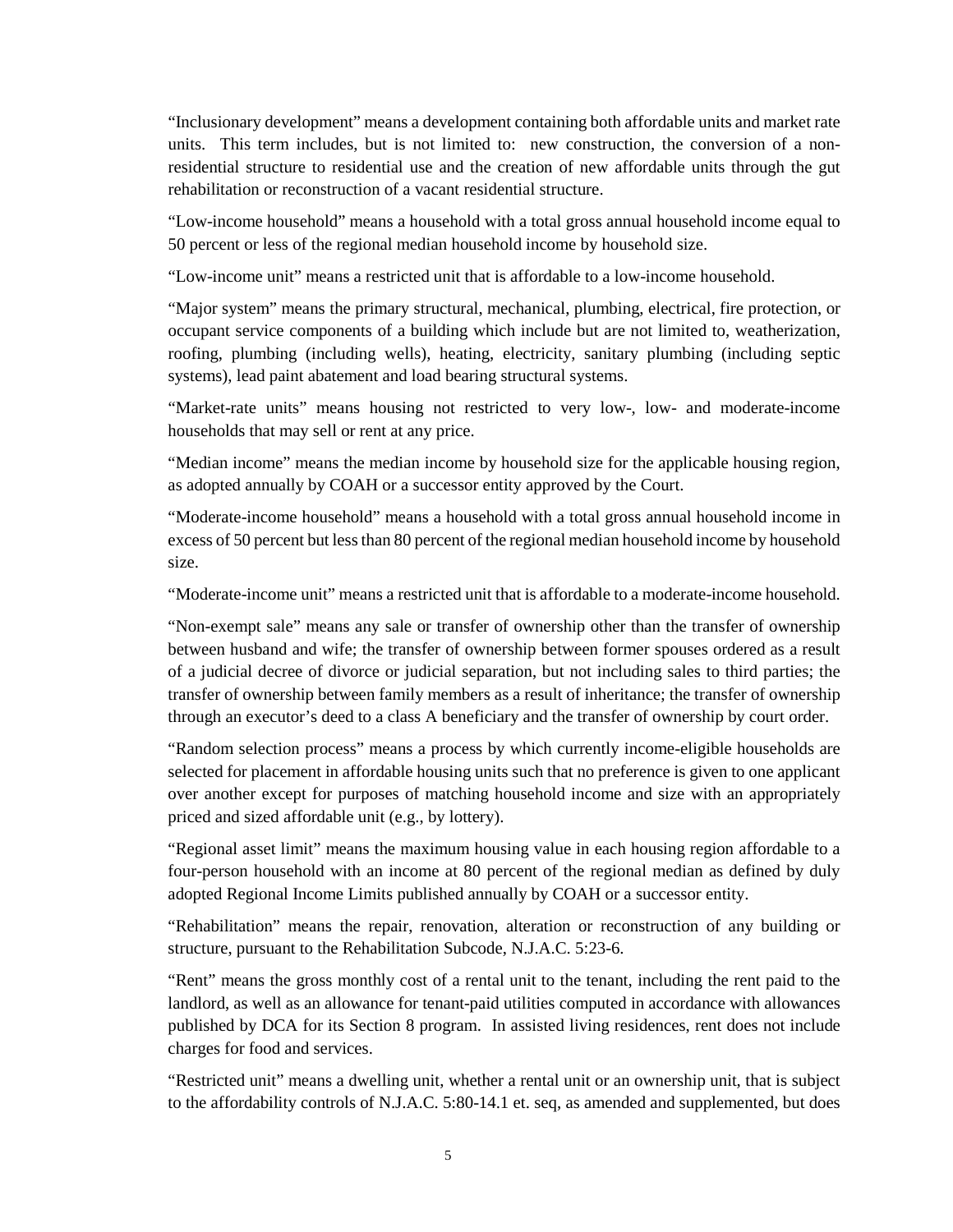"Inclusionary development" means a development containing both affordable units and market rate units. This term includes, but is not limited to: new construction, the conversion of a non-residential structure to residential use and the creation of new affordable units through the gut rehabilitation or reconstruction of a vacant residential structure.

"Low-income household" means a household with a total gross annual household income equal to 50 percent or less of the regional median household income by household size.

"Low-income unit" means a restricted unit that is affordable to a low-income household.

"Major system" means the primary structural, mechanical, plumbing, electrical, fire protection, or occupant service components of a building which include but are not limited to, weatherization, roofing, plumbing (including wells), heating, electricity, sanitary plumbing (including septic systems), lead paint abatement and load bearing structural systems.

"Market-rate units" means housing not restricted to very low-, low- and moderate-income households that may sell or rent at any price.

"Median income" means the median income by household size for the applicable housing region, as adopted annually by COAH or a successor entity approved by the Court.

"Moderate-income household" means a household with a total gross annual household income in excess of 50 percent but less than 80 percent of the regional median household income by household size.

"Moderate-income unit" means a restricted unit that is affordable to a moderate-income household.

"Non-exempt sale" means any sale or transfer of ownership other than the transfer of ownership between husband and wife; the transfer of ownership between former spouses ordered as a result of a judicial decree of divorce or judicial separation, but not including sales to third parties; the transfer of ownership between family members as a result of inheritance; the transfer of ownership through an executor's deed to a class A beneficiary and the transfer of ownership by court order.

"Random selection process" means a process by which currently income-eligible households are selected for placement in affordable housing units such that no preference is given to one applicant over another except for purposes of matching household income and size with an appropriately priced and sized affordable unit (e.g., by lottery).

"Regional asset limit" means the maximum housing value in each housing region affordable to a four-person household with an income at 80 percent of the regional median as defined by duly adopted Regional Income Limits published annually by COAH or a successor entity.

"Rehabilitation" means the repair, renovation, alteration or reconstruction of any building or structure, pursuant to the Rehabilitation Subcode, N.J.A.C. 5:23-6.

"Rent" means the gross monthly cost of a rental unit to the tenant, including the rent paid to the landlord, as well as an allowance for tenant-paid utilities computed in accordance with allowances published by DCA for its Section 8 program. In assisted living residences, rent does not include charges for food and services.

"Restricted unit" means a dwelling unit, whether a rental unit or an ownership unit, that is subject to the affordability controls of N.J.A.C. 5:80-14.1 et. seq, as amended and supplemented, but does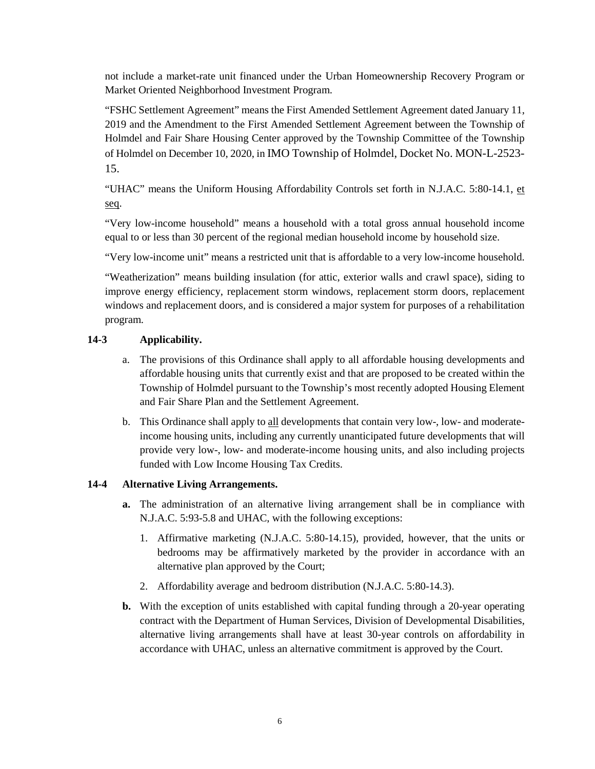not include a market-rate unit financed under the Urban Homeownership Recovery Program or Market Oriented Neighborhood Investment Program.

"FSHC Settlement Agreement" means the First Amended Settlement Agreement dated January 11, 2019 and the Amendment to the First Amended Settlement Agreement between the Township of Holmdel and Fair Share Housing Center approved by the Township Committee of the Township of Holmdel on December 10, 2020, in IMO Township of Holmdel, Docket No. MON-L-2523-15.

"UHAC" means the Uniform Housing Affordability Controls set forth in N.J.A.C. 5:80-14.1, et seq.

"Very low-income household" means a household with a total gross annual household income equal to or less than 30 percent of the regional median household income by household size.

"Very low-income unit" means a restricted unit that is affordable to a very low-income household.

"Weatherization" means building insulation (for attic, exterior walls and crawl space), siding to improve energy efficiency, replacement storm windows, replacement storm doors, replacement windows and replacement doors, and is considered a major system for purposes of a rehabilitation program.

**14-3 Applicability.**

a. The provisions of this Ordinance shall apply to all affordable housing developments and affordable housing units that currently exist and that are proposed to be created within the Township of Holmdel pursuant to the Township's most recently adopted Housing Element and Fair Share Plan and the Settlement Agreement.

b. This Ordinance shall apply to all developments that contain very low-, low- and moderate-income housing units, including any currently unanticipated future developments that will provide very low-, low- and moderate-income housing units, and also including projects funded with Low Income Housing Tax Credits.

**14-4 Alternative Living Arrangements.**

**a.** The administration of an alternative living arrangement shall be in compliance with N.J.A.C. 5:93-5.8 and UHAC, with the following exceptions:

1. Affirmative marketing (N.J.A.C. 5:80-14.15), provided, however, that the units or bedrooms may be affirmatively marketed by the provider in accordance with an alternative plan approved by the Court;

2. Affordability average and bedroom distribution (N.J.A.C. 5:80-14.3).

**b.** With the exception of units established with capital funding through a 20-year operating contract with the Department of Human Services, Division of Developmental Disabilities, alternative living arrangements shall have at least 30-year controls on affordability in accordance with UHAC, unless an alternative commitment is approved by the Court.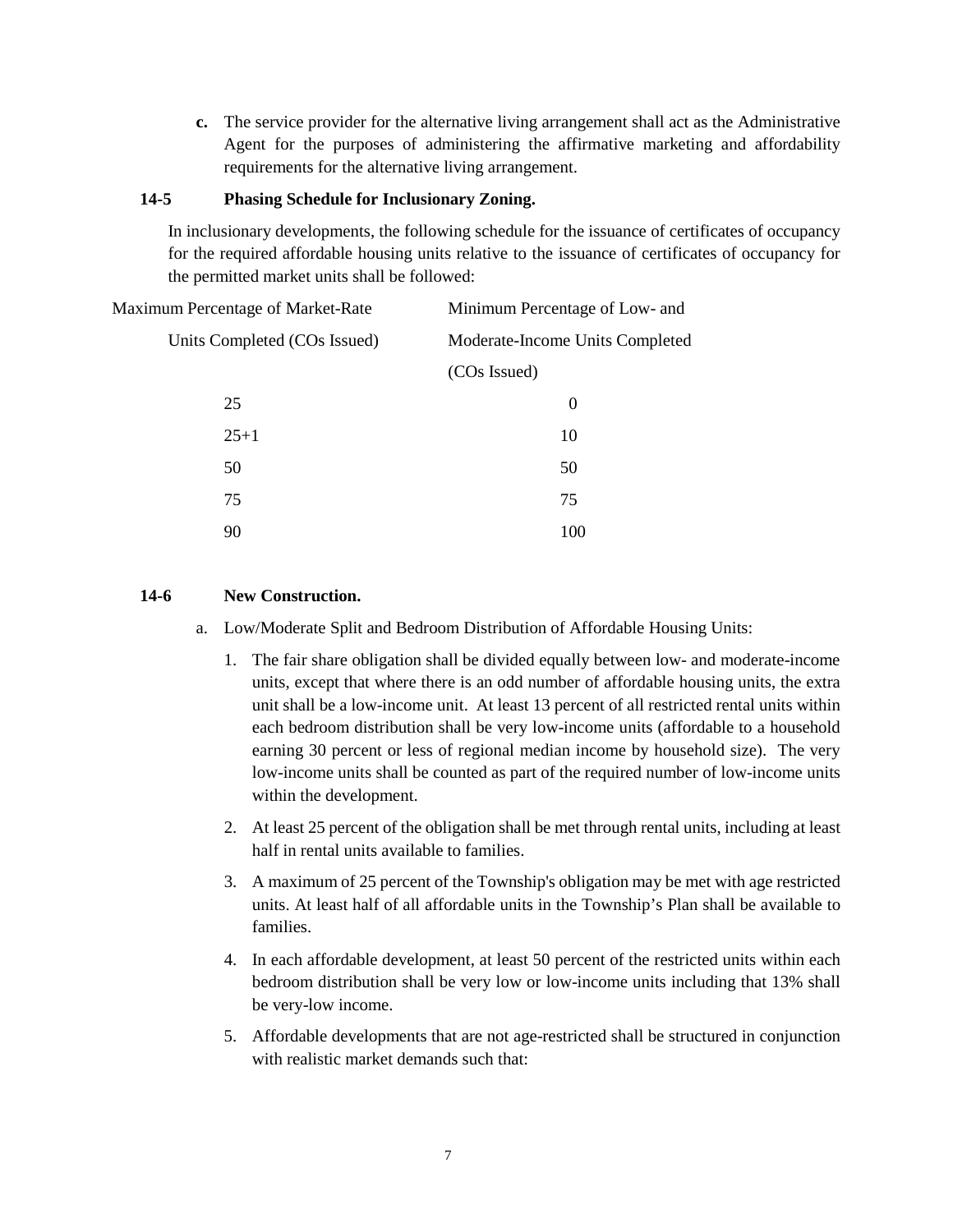c. The service provider for the alternative living arrangement shall act as the Administrative Agent for the purposes of administering the affirmative marketing and affordability requirements for the alternative living arrangement.

### 14-5 Phasing Schedule for Inclusionary Zoning.

In inclusionary developments, the following schedule for the issuance of certificates of occupancy for the required affordable housing units relative to the issuance of certificates of occupancy for the permitted market units shall be followed:

| Maximum Percentage of Market-Rate Units Completed (COs Issued) | Minimum Percentage of Low- and Moderate-Income Units Completed (COs Issued) |
|---|---|
| 25 | 0 |
| 25+1 | 10 |
| 50 | 50 |
| 75 | 75 |
| 90 | 100 |

### 14-6 New Construction.

a. Low/Moderate Split and Bedroom Distribution of Affordable Housing Units:

1. The fair share obligation shall be divided equally between low- and moderate-income units, except that where there is an odd number of affordable housing units, the extra unit shall be a low-income unit. At least 13 percent of all restricted rental units within each bedroom distribution shall be very low-income units (affordable to a household earning 30 percent or less of regional median income by household size). The very low-income units shall be counted as part of the required number of low-income units within the development.

2. At least 25 percent of the obligation shall be met through rental units, including at least half in rental units available to families.

3. A maximum of 25 percent of the Township's obligation may be met with age restricted units. At least half of all affordable units in the Township's Plan shall be available to families.

4. In each affordable development, at least 50 percent of the restricted units within each bedroom distribution shall be very low or low-income units including that 13% shall be very-low income.

5. Affordable developments that are not age-restricted shall be structured in conjunction with realistic market demands such that: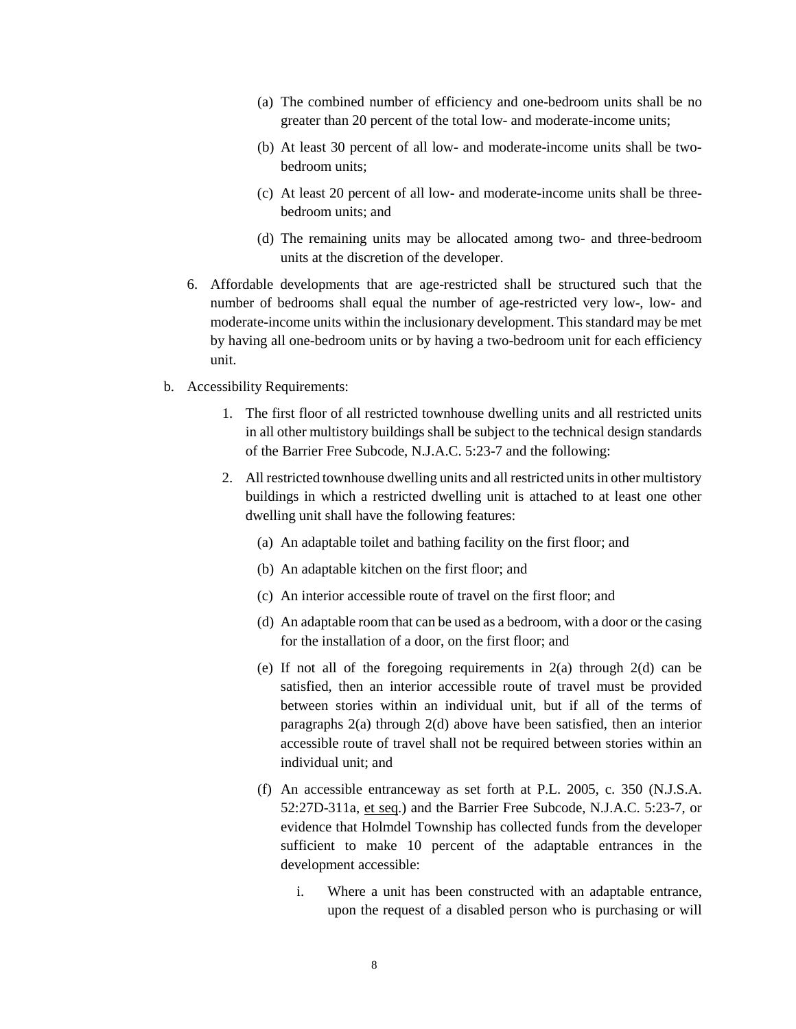(a) The combined number of efficiency and one-bedroom units shall be no greater than 20 percent of the total low- and moderate-income units;

(b) At least 30 percent of all low- and moderate-income units shall be two-bedroom units;

(c) At least 20 percent of all low- and moderate-income units shall be three-bedroom units; and

(d) The remaining units may be allocated among two- and three-bedroom units at the discretion of the developer.

6. Affordable developments that are age-restricted shall be structured such that the number of bedrooms shall equal the number of age-restricted very low-, low- and moderate-income units within the inclusionary development. This standard may be met by having all one-bedroom units or by having a two-bedroom unit for each efficiency unit.

b. Accessibility Requirements:

1. The first floor of all restricted townhouse dwelling units and all restricted units in all other multistory buildings shall be subject to the technical design standards of the Barrier Free Subcode, N.J.A.C. 5:23-7 and the following:

2. All restricted townhouse dwelling units and all restricted units in other multistory buildings in which a restricted dwelling unit is attached to at least one other dwelling unit shall have the following features:

(a) An adaptable toilet and bathing facility on the first floor; and

(b) An adaptable kitchen on the first floor; and

(c) An interior accessible route of travel on the first floor; and

(d) An adaptable room that can be used as a bedroom, with a door or the casing for the installation of a door, on the first floor; and

(e) If not all of the foregoing requirements in 2(a) through 2(d) can be satisfied, then an interior accessible route of travel must be provided between stories within an individual unit, but if all of the terms of paragraphs 2(a) through 2(d) above have been satisfied, then an interior accessible route of travel shall not be required between stories within an individual unit; and

(f) An accessible entranceway as set forth at P.L. 2005, c. 350 (N.J.S.A. 52:27D-311a, et seq.) and the Barrier Free Subcode, N.J.A.C. 5:23-7, or evidence that Holmdel Township has collected funds from the developer sufficient to make 10 percent of the adaptable entrances in the development accessible:

i. Where a unit has been constructed with an adaptable entrance, upon the request of a disabled person who is purchasing or will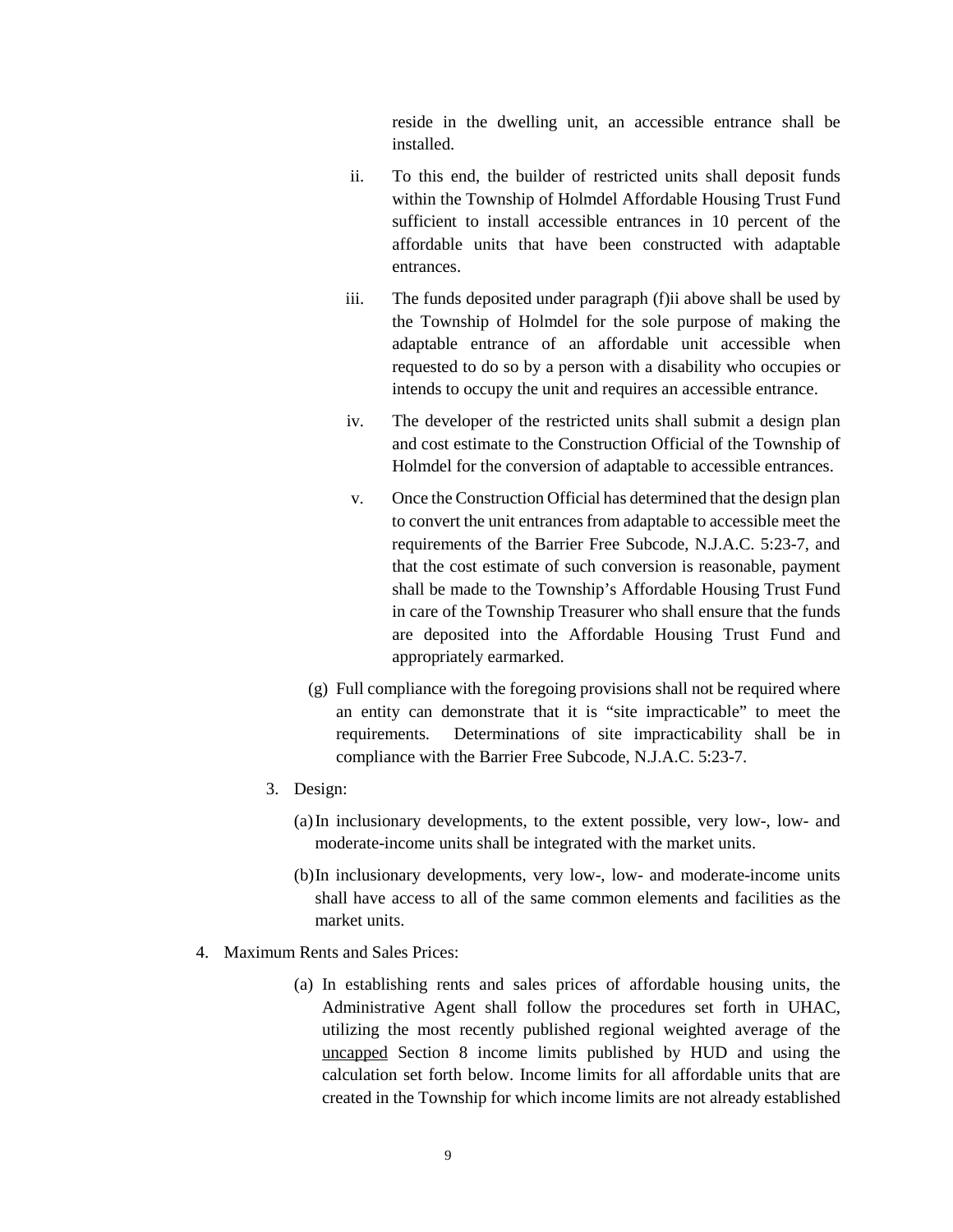reside in the dwelling unit, an accessible entrance shall be installed.

ii. To this end, the builder of restricted units shall deposit funds within the Township of Holmdel Affordable Housing Trust Fund sufficient to install accessible entrances in 10 percent of the affordable units that have been constructed with adaptable entrances.

iii. The funds deposited under paragraph (f)ii above shall be used by the Township of Holmdel for the sole purpose of making the adaptable entrance of an affordable unit accessible when requested to do so by a person with a disability who occupies or intends to occupy the unit and requires an accessible entrance.

iv. The developer of the restricted units shall submit a design plan and cost estimate to the Construction Official of the Township of Holmdel for the conversion of adaptable to accessible entrances.

v. Once the Construction Official has determined that the design plan to convert the unit entrances from adaptable to accessible meet the requirements of the Barrier Free Subcode, N.J.A.C. 5:23-7, and that the cost estimate of such conversion is reasonable, payment shall be made to the Township's Affordable Housing Trust Fund in care of the Township Treasurer who shall ensure that the funds are deposited into the Affordable Housing Trust Fund and appropriately earmarked.

(g) Full compliance with the foregoing provisions shall not be required where an entity can demonstrate that it is "site impracticable" to meet the requirements. Determinations of site impracticability shall be in compliance with the Barrier Free Subcode, N.J.A.C. 5:23-7.

3. Design:

(a) In inclusionary developments, to the extent possible, very low-, low- and moderate-income units shall be integrated with the market units.

(b) In inclusionary developments, very low-, low- and moderate-income units shall have access to all of the same common elements and facilities as the market units.

4. Maximum Rents and Sales Prices:

(a) In establishing rents and sales prices of affordable housing units, the Administrative Agent shall follow the procedures set forth in UHAC, utilizing the most recently published regional weighted average of the <u>uncapped</u> Section 8 income limits published by HUD and using the calculation set forth below. Income limits for all affordable units that are created in the Township for which income limits are not already established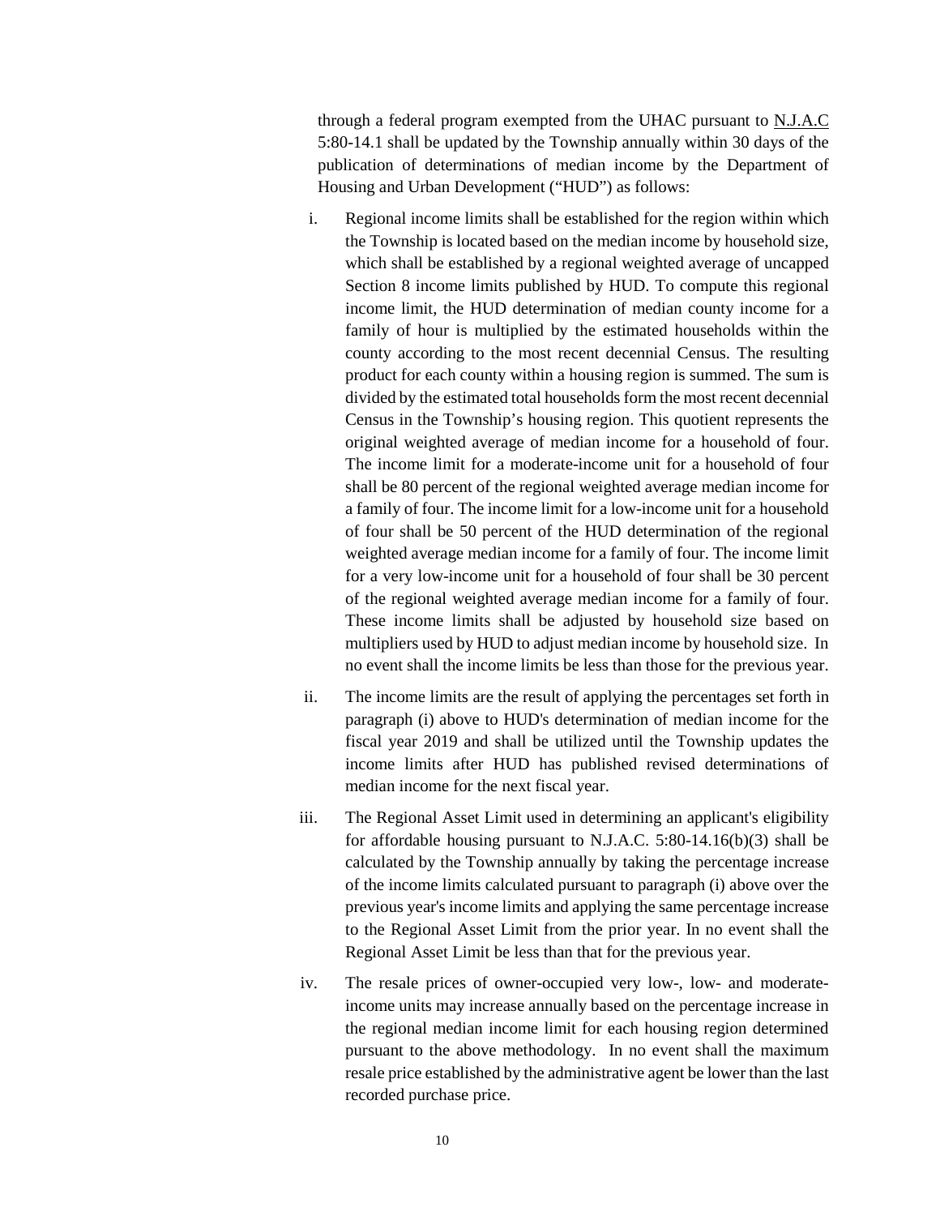through a federal program exempted from the UHAC pursuant to N.J.A.C 5:80-14.1 shall be updated by the Township annually within 30 days of the publication of determinations of median income by the Department of Housing and Urban Development ("HUD") as follows:

i. Regional income limits shall be established for the region within which the Township is located based on the median income by household size, which shall be established by a regional weighted average of uncapped Section 8 income limits published by HUD. To compute this regional income limit, the HUD determination of median county income for a family of hour is multiplied by the estimated households within the county according to the most recent decennial Census. The resulting product for each county within a housing region is summed. The sum is divided by the estimated total households form the most recent decennial Census in the Township's housing region. This quotient represents the original weighted average of median income for a household of four. The income limit for a moderate-income unit for a household of four shall be 80 percent of the regional weighted average median income for a family of four. The income limit for a low-income unit for a household of four shall be 50 percent of the HUD determination of the regional weighted average median income for a family of four. The income limit for a very low-income unit for a household of four shall be 30 percent of the regional weighted average median income for a family of four. These income limits shall be adjusted by household size based on multipliers used by HUD to adjust median income by household size. In no event shall the income limits be less than those for the previous year.

ii. The income limits are the result of applying the percentages set forth in paragraph (i) above to HUD's determination of median income for the fiscal year 2019 and shall be utilized until the Township updates the income limits after HUD has published revised determinations of median income for the next fiscal year.

iii. The Regional Asset Limit used in determining an applicant's eligibility for affordable housing pursuant to N.J.A.C. 5:80-14.16(b)(3) shall be calculated by the Township annually by taking the percentage increase of the income limits calculated pursuant to paragraph (i) above over the previous year's income limits and applying the same percentage increase to the Regional Asset Limit from the prior year. In no event shall the Regional Asset Limit be less than that for the previous year.

iv. The resale prices of owner-occupied very low-, low- and moderate-income units may increase annually based on the percentage increase in the regional median income limit for each housing region determined pursuant to the above methodology. In no event shall the maximum resale price established by the administrative agent be lower than the last recorded purchase price.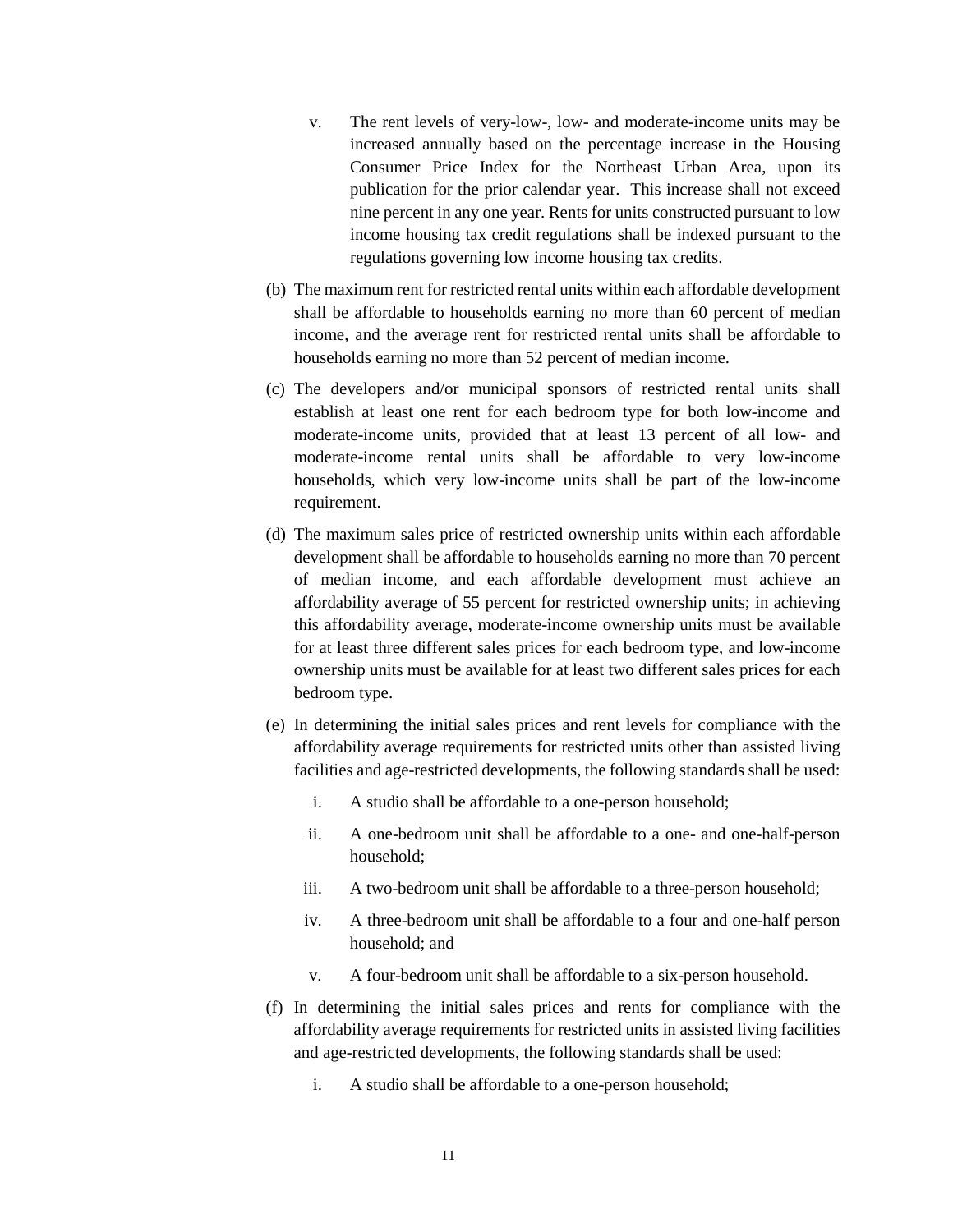v. The rent levels of very-low-, low- and moderate-income units may be increased annually based on the percentage increase in the Housing Consumer Price Index for the Northeast Urban Area, upon its publication for the prior calendar year. This increase shall not exceed nine percent in any one year. Rents for units constructed pursuant to low income housing tax credit regulations shall be indexed pursuant to the regulations governing low income housing tax credits.

(b) The maximum rent for restricted rental units within each affordable development shall be affordable to households earning no more than 60 percent of median income, and the average rent for restricted rental units shall be affordable to households earning no more than 52 percent of median income.

(c) The developers and/or municipal sponsors of restricted rental units shall establish at least one rent for each bedroom type for both low-income and moderate-income units, provided that at least 13 percent of all low- and moderate-income rental units shall be affordable to very low-income households, which very low-income units shall be part of the low-income requirement.

(d) The maximum sales price of restricted ownership units within each affordable development shall be affordable to households earning no more than 70 percent of median income, and each affordable development must achieve an affordability average of 55 percent for restricted ownership units; in achieving this affordability average, moderate-income ownership units must be available for at least three different sales prices for each bedroom type, and low-income ownership units must be available for at least two different sales prices for each bedroom type.

(e) In determining the initial sales prices and rent levels for compliance with the affordability average requirements for restricted units other than assisted living facilities and age-restricted developments, the following standards shall be used:

i. A studio shall be affordable to a one-person household;

ii. A one-bedroom unit shall be affordable to a one- and one-half-person household;

iii. A two-bedroom unit shall be affordable to a three-person household;

iv. A three-bedroom unit shall be affordable to a four and one-half person household; and

v. A four-bedroom unit shall be affordable to a six-person household.

(f) In determining the initial sales prices and rents for compliance with the affordability average requirements for restricted units in assisted living facilities and age-restricted developments, the following standards shall be used:

i. A studio shall be affordable to a one-person household;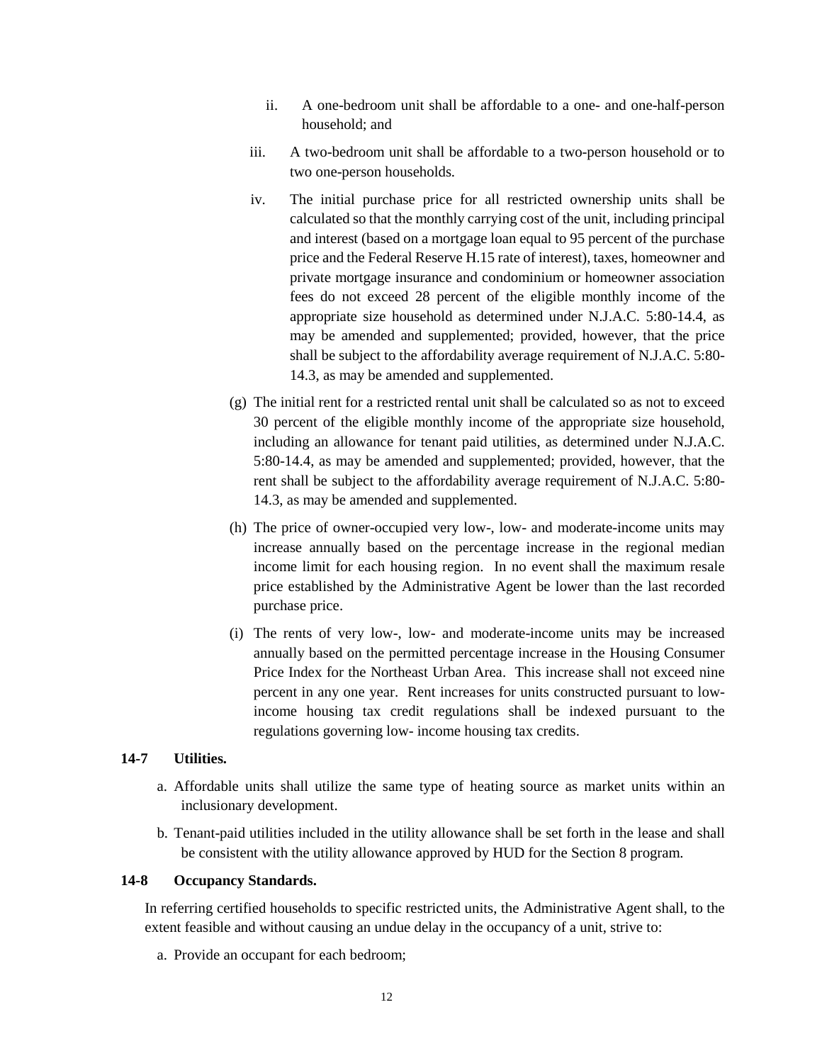ii. A one-bedroom unit shall be affordable to a one- and one-half-person household; and

iii. A two-bedroom unit shall be affordable to a two-person household or to two one-person households.

iv. The initial purchase price for all restricted ownership units shall be calculated so that the monthly carrying cost of the unit, including principal and interest (based on a mortgage loan equal to 95 percent of the purchase price and the Federal Reserve H.15 rate of interest), taxes, homeowner and private mortgage insurance and condominium or homeowner association fees do not exceed 28 percent of the eligible monthly income of the appropriate size household as determined under N.J.A.C. 5:80-14.4, as may be amended and supplemented; provided, however, that the price shall be subject to the affordability average requirement of N.J.A.C. 5:80-14.3, as may be amended and supplemented.

(g) The initial rent for a restricted rental unit shall be calculated so as not to exceed 30 percent of the eligible monthly income of the appropriate size household, including an allowance for tenant paid utilities, as determined under N.J.A.C. 5:80-14.4, as may be amended and supplemented; provided, however, that the rent shall be subject to the affordability average requirement of N.J.A.C. 5:80-14.3, as may be amended and supplemented.

(h) The price of owner-occupied very low-, low- and moderate-income units may increase annually based on the percentage increase in the regional median income limit for each housing region. In no event shall the maximum resale price established by the Administrative Agent be lower than the last recorded purchase price.

(i) The rents of very low-, low- and moderate-income units may be increased annually based on the permitted percentage increase in the Housing Consumer Price Index for the Northeast Urban Area. This increase shall not exceed nine percent in any one year. Rent increases for units constructed pursuant to low-income housing tax credit regulations shall be indexed pursuant to the regulations governing low- income housing tax credits.

**14-7 Utilities.**

a. Affordable units shall utilize the same type of heating source as market units within an inclusionary development.

b. Tenant-paid utilities included in the utility allowance shall be set forth in the lease and shall be consistent with the utility allowance approved by HUD for the Section 8 program.

**14-8 Occupancy Standards.**

In referring certified households to specific restricted units, the Administrative Agent shall, to the extent feasible and without causing an undue delay in the occupancy of a unit, strive to:

a. Provide an occupant for each bedroom;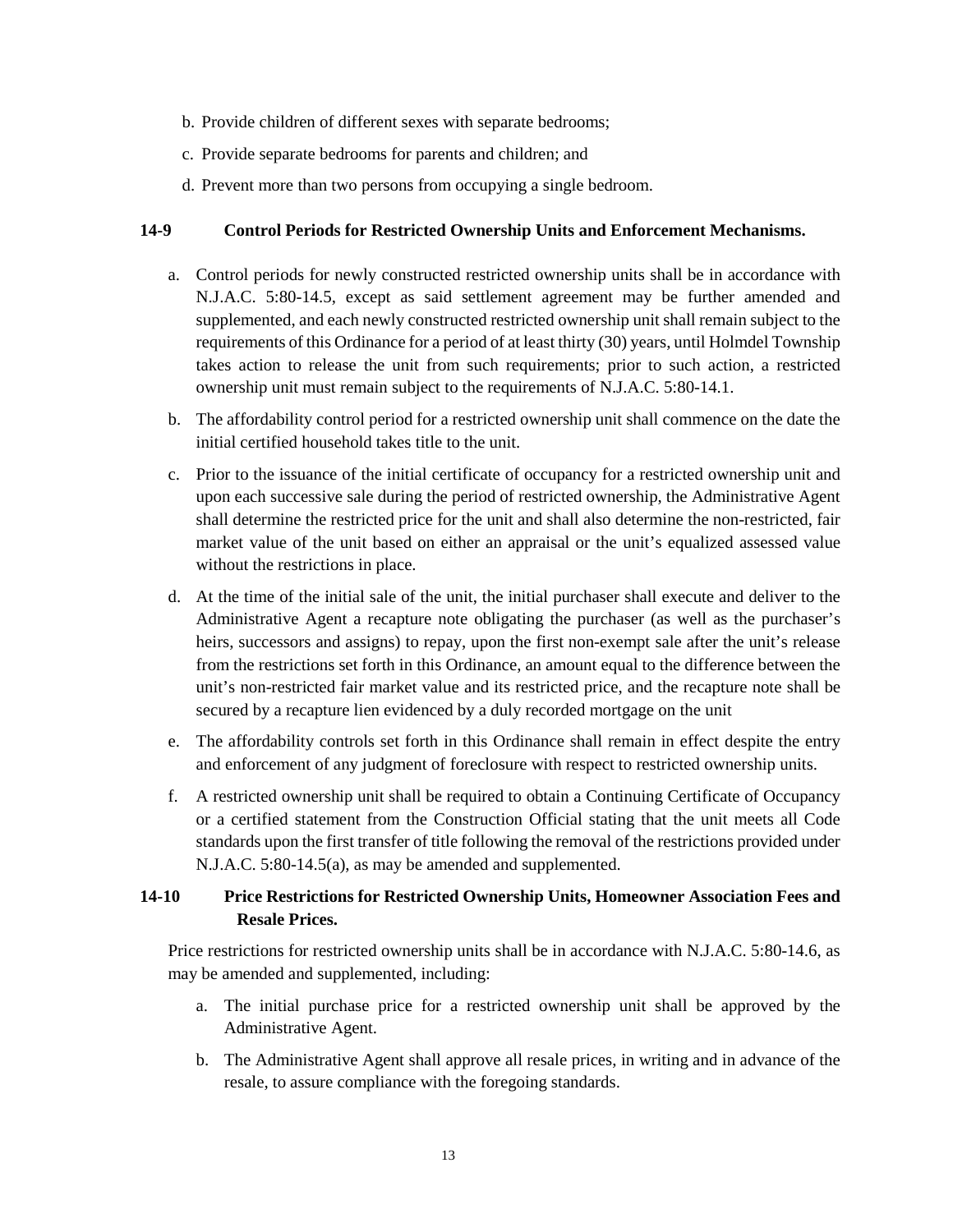b. Provide children of different sexes with separate bedrooms;

c. Provide separate bedrooms for parents and children; and

d. Prevent more than two persons from occupying a single bedroom.

### 14-9 Control Periods for Restricted Ownership Units and Enforcement Mechanisms.

a. Control periods for newly constructed restricted ownership units shall be in accordance with N.J.A.C. 5:80-14.5, except as said settlement agreement may be further amended and supplemented, and each newly constructed restricted ownership unit shall remain subject to the requirements of this Ordinance for a period of at least thirty (30) years, until Holmdel Township takes action to release the unit from such requirements; prior to such action, a restricted ownership unit must remain subject to the requirements of N.J.A.C. 5:80-14.1.

b. The affordability control period for a restricted ownership unit shall commence on the date the initial certified household takes title to the unit.

c. Prior to the issuance of the initial certificate of occupancy for a restricted ownership unit and upon each successive sale during the period of restricted ownership, the Administrative Agent shall determine the restricted price for the unit and shall also determine the non-restricted, fair market value of the unit based on either an appraisal or the unit's equalized assessed value without the restrictions in place.

d. At the time of the initial sale of the unit, the initial purchaser shall execute and deliver to the Administrative Agent a recapture note obligating the purchaser (as well as the purchaser's heirs, successors and assigns) to repay, upon the first non-exempt sale after the unit's release from the restrictions set forth in this Ordinance, an amount equal to the difference between the unit's non-restricted fair market value and its restricted price, and the recapture note shall be secured by a recapture lien evidenced by a duly recorded mortgage on the unit

e. The affordability controls set forth in this Ordinance shall remain in effect despite the entry and enforcement of any judgment of foreclosure with respect to restricted ownership units.

f. A restricted ownership unit shall be required to obtain a Continuing Certificate of Occupancy or a certified statement from the Construction Official stating that the unit meets all Code standards upon the first transfer of title following the removal of the restrictions provided under N.J.A.C. 5:80-14.5(a), as may be amended and supplemented.

### 14-10 Price Restrictions for Restricted Ownership Units, Homeowner Association Fees and Resale Prices.

Price restrictions for restricted ownership units shall be in accordance with N.J.A.C. 5:80-14.6, as may be amended and supplemented, including:

a. The initial purchase price for a restricted ownership unit shall be approved by the Administrative Agent.

b. The Administrative Agent shall approve all resale prices, in writing and in advance of the resale, to assure compliance with the foregoing standards.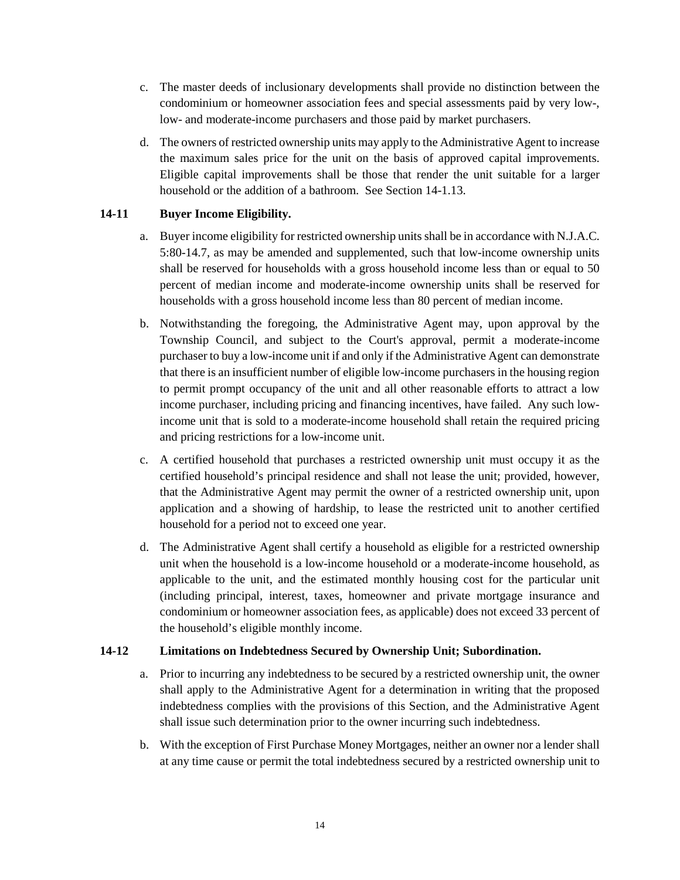c. The master deeds of inclusionary developments shall provide no distinction between the condominium or homeowner association fees and special assessments paid by very low-, low- and moderate-income purchasers and those paid by market purchasers.

d. The owners of restricted ownership units may apply to the Administrative Agent to increase the maximum sales price for the unit on the basis of approved capital improvements. Eligible capital improvements shall be those that render the unit suitable for a larger household or the addition of a bathroom. See Section 14-1.13.

### 14-11 Buyer Income Eligibility.

a. Buyer income eligibility for restricted ownership units shall be in accordance with N.J.A.C. 5:80-14.7, as may be amended and supplemented, such that low-income ownership units shall be reserved for households with a gross household income less than or equal to 50 percent of median income and moderate-income ownership units shall be reserved for households with a gross household income less than 80 percent of median income.

b. Notwithstanding the foregoing, the Administrative Agent may, upon approval by the Township Council, and subject to the Court's approval, permit a moderate-income purchaser to buy a low-income unit if and only if the Administrative Agent can demonstrate that there is an insufficient number of eligible low-income purchasers in the housing region to permit prompt occupancy of the unit and all other reasonable efforts to attract a low income purchaser, including pricing and financing incentives, have failed. Any such low-income unit that is sold to a moderate-income household shall retain the required pricing and pricing restrictions for a low-income unit.

c. A certified household that purchases a restricted ownership unit must occupy it as the certified household's principal residence and shall not lease the unit; provided, however, that the Administrative Agent may permit the owner of a restricted ownership unit, upon application and a showing of hardship, to lease the restricted unit to another certified household for a period not to exceed one year.

d. The Administrative Agent shall certify a household as eligible for a restricted ownership unit when the household is a low-income household or a moderate-income household, as applicable to the unit, and the estimated monthly housing cost for the particular unit (including principal, interest, taxes, homeowner and private mortgage insurance and condominium or homeowner association fees, as applicable) does not exceed 33 percent of the household's eligible monthly income.

### 14-12 Limitations on Indebtedness Secured by Ownership Unit; Subordination.

a. Prior to incurring any indebtedness to be secured by a restricted ownership unit, the owner shall apply to the Administrative Agent for a determination in writing that the proposed indebtedness complies with the provisions of this Section, and the Administrative Agent shall issue such determination prior to the owner incurring such indebtedness.

b. With the exception of First Purchase Money Mortgages, neither an owner nor a lender shall at any time cause or permit the total indebtedness secured by a restricted ownership unit to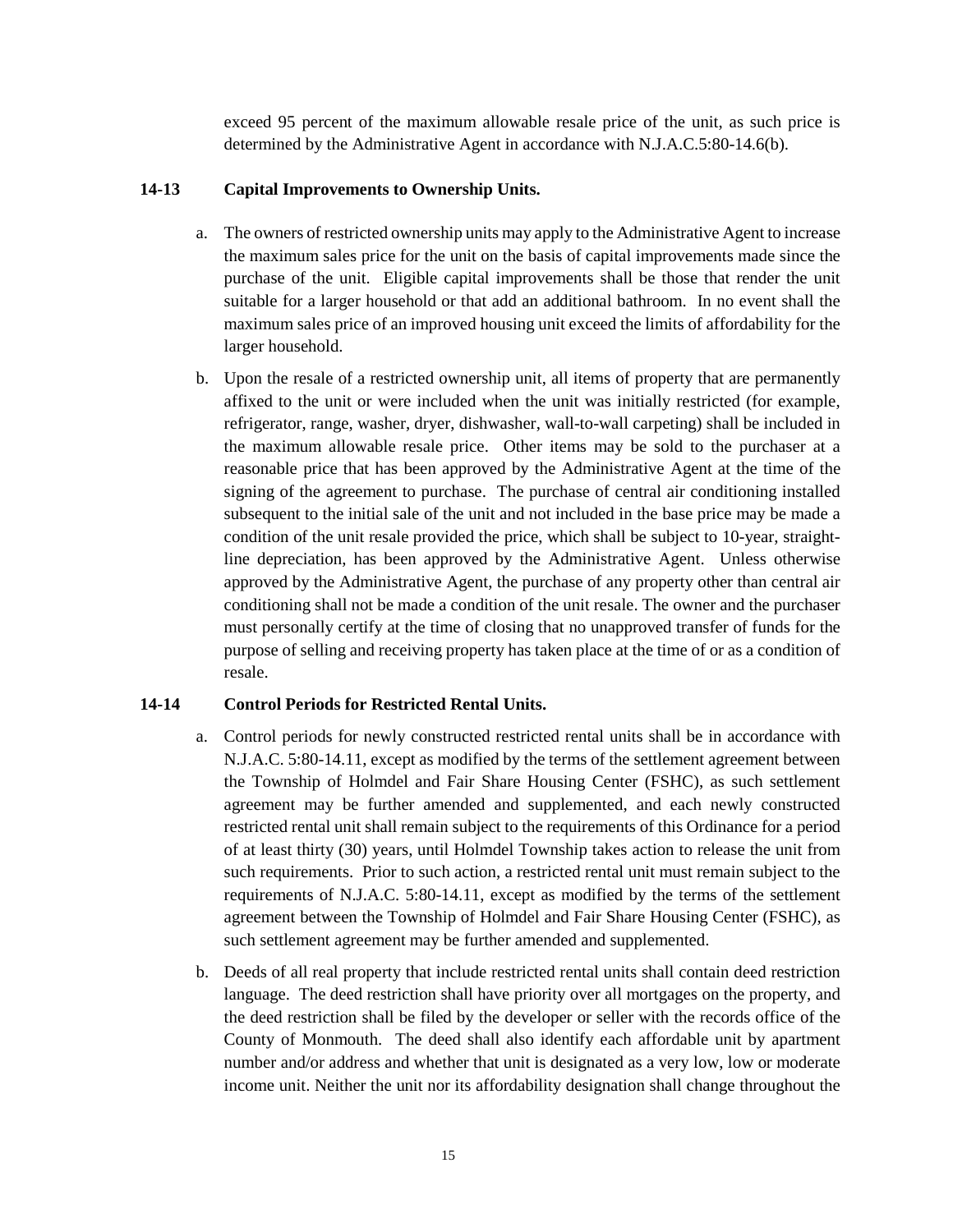exceed 95 percent of the maximum allowable resale price of the unit, as such price is determined by the Administrative Agent in accordance with N.J.A.C.5:80-14.6(b).

**14-13 Capital Improvements to Ownership Units.**

a. The owners of restricted ownership units may apply to the Administrative Agent to increase the maximum sales price for the unit on the basis of capital improvements made since the purchase of the unit. Eligible capital improvements shall be those that render the unit suitable for a larger household or that add an additional bathroom. In no event shall the maximum sales price of an improved housing unit exceed the limits of affordability for the larger household.

b. Upon the resale of a restricted ownership unit, all items of property that are permanently affixed to the unit or were included when the unit was initially restricted (for example, refrigerator, range, washer, dryer, dishwasher, wall-to-wall carpeting) shall be included in the maximum allowable resale price. Other items may be sold to the purchaser at a reasonable price that has been approved by the Administrative Agent at the time of the signing of the agreement to purchase. The purchase of central air conditioning installed subsequent to the initial sale of the unit and not included in the base price may be made a condition of the unit resale provided the price, which shall be subject to 10-year, straight-line depreciation, has been approved by the Administrative Agent. Unless otherwise approved by the Administrative Agent, the purchase of any property other than central air conditioning shall not be made a condition of the unit resale. The owner and the purchaser must personally certify at the time of closing that no unapproved transfer of funds for the purpose of selling and receiving property has taken place at the time of or as a condition of resale.

**14-14 Control Periods for Restricted Rental Units.**

a. Control periods for newly constructed restricted rental units shall be in accordance with N.J.A.C. 5:80-14.11, except as modified by the terms of the settlement agreement between the Township of Holmdel and Fair Share Housing Center (FSHC), as such settlement agreement may be further amended and supplemented, and each newly constructed restricted rental unit shall remain subject to the requirements of this Ordinance for a period of at least thirty (30) years, until Holmdel Township takes action to release the unit from such requirements. Prior to such action, a restricted rental unit must remain subject to the requirements of N.J.A.C. 5:80-14.11, except as modified by the terms of the settlement agreement between the Township of Holmdel and Fair Share Housing Center (FSHC), as such settlement agreement may be further amended and supplemented.

b. Deeds of all real property that include restricted rental units shall contain deed restriction language. The deed restriction shall have priority over all mortgages on the property, and the deed restriction shall be filed by the developer or seller with the records office of the County of Monmouth. The deed shall also identify each affordable unit by apartment number and/or address and whether that unit is designated as a very low, low or moderate income unit. Neither the unit nor its affordability designation shall change throughout the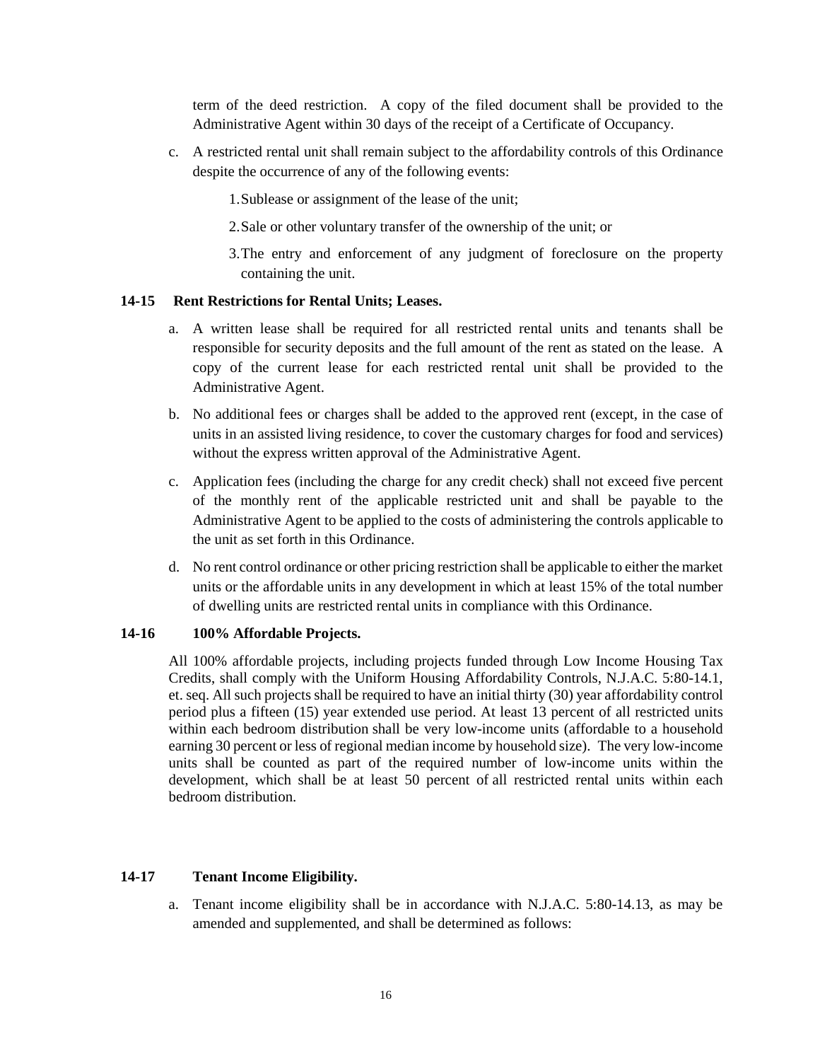term of the deed restriction. A copy of the filed document shall be provided to the Administrative Agent within 30 days of the receipt of a Certificate of Occupancy.

c. A restricted rental unit shall remain subject to the affordability controls of this Ordinance despite the occurrence of any of the following events:

    1. Sublease or assignment of the lease of the unit;

    2. Sale or other voluntary transfer of the ownership of the unit; or

    3. The entry and enforcement of any judgment of foreclosure on the property containing the unit.

**14-15 Rent Restrictions for Rental Units; Leases.**

a. A written lease shall be required for all restricted rental units and tenants shall be responsible for security deposits and the full amount of the rent as stated on the lease. A copy of the current lease for each restricted rental unit shall be provided to the Administrative Agent.

b. No additional fees or charges shall be added to the approved rent (except, in the case of units in an assisted living residence, to cover the customary charges for food and services) without the express written approval of the Administrative Agent.

c. Application fees (including the charge for any credit check) shall not exceed five percent of the monthly rent of the applicable restricted unit and shall be payable to the Administrative Agent to be applied to the costs of administering the controls applicable to the unit as set forth in this Ordinance.

d. No rent control ordinance or other pricing restriction shall be applicable to either the market units or the affordable units in any development in which at least 15% of the total number of dwelling units are restricted rental units in compliance with this Ordinance.

**14-16 100% Affordable Projects.**

All 100% affordable projects, including projects funded through Low Income Housing Tax Credits, shall comply with the Uniform Housing Affordability Controls, N.J.A.C. 5:80-14.1, et. seq. All such projects shall be required to have an initial thirty (30) year affordability control period plus a fifteen (15) year extended use period. At least 13 percent of all restricted units within each bedroom distribution shall be very low-income units (affordable to a household earning 30 percent or less of regional median income by household size). The very low-income units shall be counted as part of the required number of low-income units within the development, which shall be at least 50 percent of all restricted rental units within each bedroom distribution.

**14-17 Tenant Income Eligibility.**

a. Tenant income eligibility shall be in accordance with N.J.A.C. 5:80-14.13, as may be amended and supplemented, and shall be determined as follows: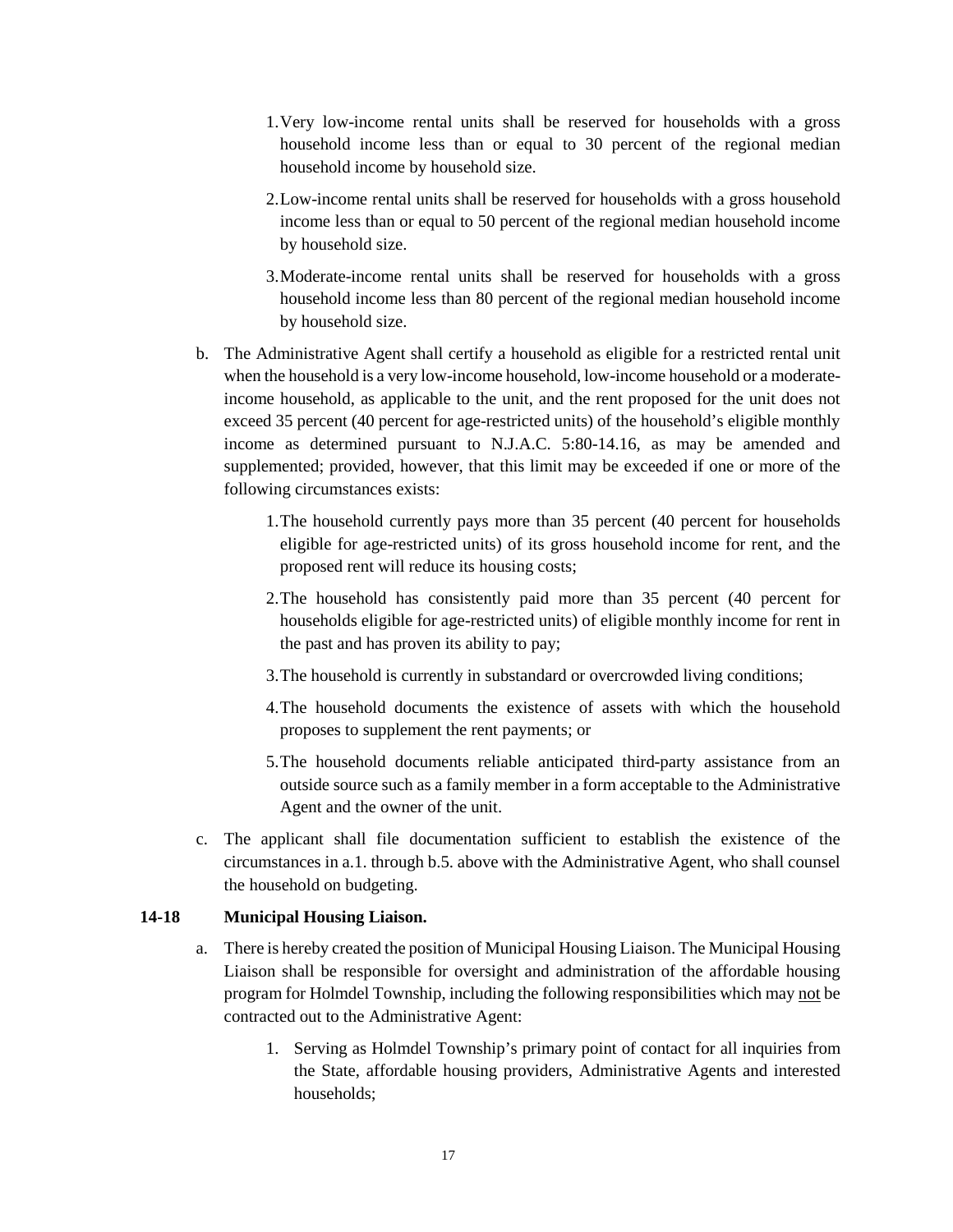1. Very low-income rental units shall be reserved for households with a gross household income less than or equal to 30 percent of the regional median household income by household size.

2. Low-income rental units shall be reserved for households with a gross household income less than or equal to 50 percent of the regional median household income by household size.

3. Moderate-income rental units shall be reserved for households with a gross household income less than 80 percent of the regional median household income by household size.

b. The Administrative Agent shall certify a household as eligible for a restricted rental unit when the household is a very low-income household, low-income household or a moderate-income household, as applicable to the unit, and the rent proposed for the unit does not exceed 35 percent (40 percent for age-restricted units) of the household's eligible monthly income as determined pursuant to N.J.A.C. 5:80-14.16, as may be amended and supplemented; provided, however, that this limit may be exceeded if one or more of the following circumstances exists:

   1. The household currently pays more than 35 percent (40 percent for households eligible for age-restricted units) of its gross household income for rent, and the proposed rent will reduce its housing costs;

   2. The household has consistently paid more than 35 percent (40 percent for households eligible for age-restricted units) of eligible monthly income for rent in the past and has proven its ability to pay;

   3. The household is currently in substandard or overcrowded living conditions;

   4. The household documents the existence of assets with which the household proposes to supplement the rent payments; or

   5. The household documents reliable anticipated third-party assistance from an outside source such as a family member in a form acceptable to the Administrative Agent and the owner of the unit.

c. The applicant shall file documentation sufficient to establish the existence of the circumstances in a.1. through b.5. above with the Administrative Agent, who shall counsel the household on budgeting.

**14-18 Municipal Housing Liaison.**

a. There is hereby created the position of Municipal Housing Liaison. The Municipal Housing Liaison shall be responsible for oversight and administration of the affordable housing program for Holmdel Township, including the following responsibilities which may not be contracted out to the Administrative Agent:

   1. Serving as Holmdel Township's primary point of contact for all inquiries from the State, affordable housing providers, Administrative Agents and interested households;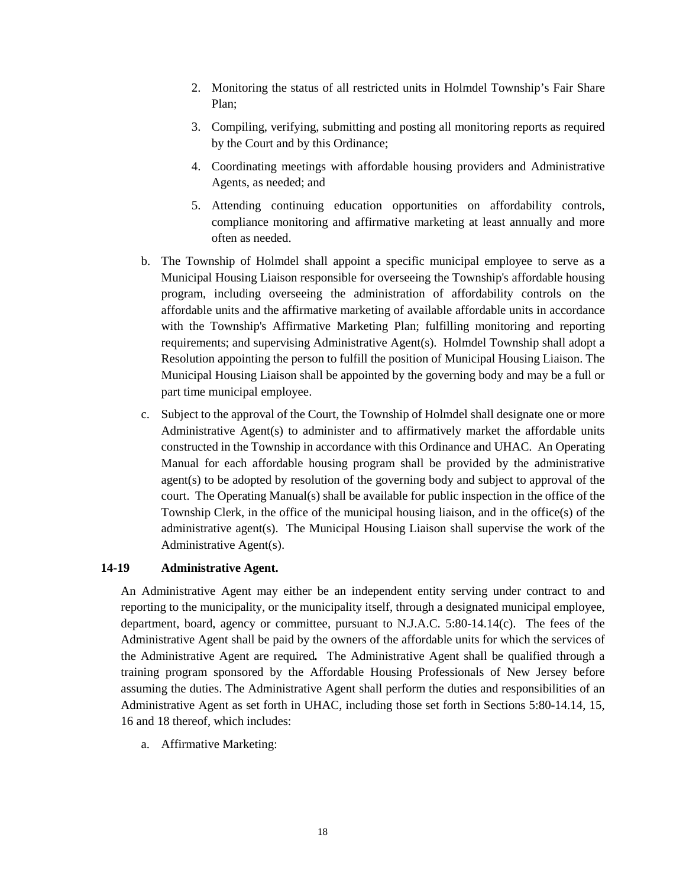2. Monitoring the status of all restricted units in Holmdel Township's Fair Share Plan;

3. Compiling, verifying, submitting and posting all monitoring reports as required by the Court and by this Ordinance;

4. Coordinating meetings with affordable housing providers and Administrative Agents, as needed; and

5. Attending continuing education opportunities on affordability controls, compliance monitoring and affirmative marketing at least annually and more often as needed.

b. The Township of Holmdel shall appoint a specific municipal employee to serve as a Municipal Housing Liaison responsible for overseeing the Township's affordable housing program, including overseeing the administration of affordability controls on the affordable units and the affirmative marketing of available affordable units in accordance with the Township's Affirmative Marketing Plan; fulfilling monitoring and reporting requirements; and supervising Administrative Agent(s). Holmdel Township shall adopt a Resolution appointing the person to fulfill the position of Municipal Housing Liaison. The Municipal Housing Liaison shall be appointed by the governing body and may be a full or part time municipal employee.

c. Subject to the approval of the Court, the Township of Holmdel shall designate one or more Administrative Agent(s) to administer and to affirmatively market the affordable units constructed in the Township in accordance with this Ordinance and UHAC. An Operating Manual for each affordable housing program shall be provided by the administrative agent(s) to be adopted by resolution of the governing body and subject to approval of the court. The Operating Manual(s) shall be available for public inspection in the office of the Township Clerk, in the office of the municipal housing liaison, and in the office(s) of the administrative agent(s). The Municipal Housing Liaison shall supervise the work of the Administrative Agent(s).

**14-19 Administrative Agent.**

An Administrative Agent may either be an independent entity serving under contract to and reporting to the municipality, or the municipality itself, through a designated municipal employee, department, board, agency or committee, pursuant to N.J.A.C. 5:80-14.14(c). The fees of the Administrative Agent shall be paid by the owners of the affordable units for which the services of the Administrative Agent are required**.** The Administrative Agent shall be qualified through a training program sponsored by the Affordable Housing Professionals of New Jersey before assuming the duties. The Administrative Agent shall perform the duties and responsibilities of an Administrative Agent as set forth in UHAC, including those set forth in Sections 5:80-14.14, 15, 16 and 18 thereof, which includes:

a. Affirmative Marketing: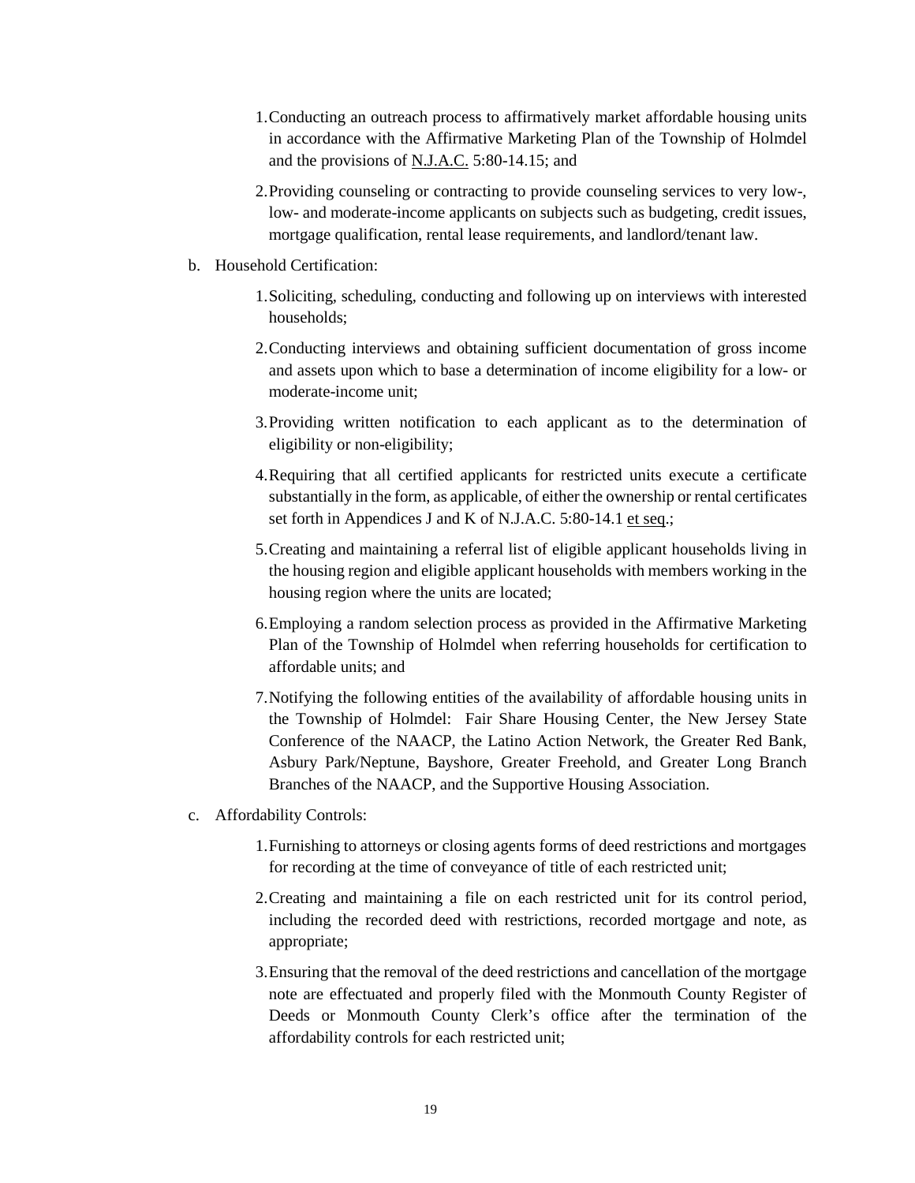1. Conducting an outreach process to affirmatively market affordable housing units in accordance with the Affirmative Marketing Plan of the Township of Holmdel and the provisions of N.J.A.C. 5:80-14.15; and

2. Providing counseling or contracting to provide counseling services to very low-, low- and moderate-income applicants on subjects such as budgeting, credit issues, mortgage qualification, rental lease requirements, and landlord/tenant law.

b. Household Certification:

1. Soliciting, scheduling, conducting and following up on interviews with interested households;

2. Conducting interviews and obtaining sufficient documentation of gross income and assets upon which to base a determination of income eligibility for a low- or moderate-income unit;

3. Providing written notification to each applicant as to the determination of eligibility or non-eligibility;

4. Requiring that all certified applicants for restricted units execute a certificate substantially in the form, as applicable, of either the ownership or rental certificates set forth in Appendices J and K of N.J.A.C. 5:80-14.1 et seq.;

5. Creating and maintaining a referral list of eligible applicant households living in the housing region and eligible applicant households with members working in the housing region where the units are located;

6. Employing a random selection process as provided in the Affirmative Marketing Plan of the Township of Holmdel when referring households for certification to affordable units; and

7. Notifying the following entities of the availability of affordable housing units in the Township of Holmdel: Fair Share Housing Center, the New Jersey State Conference of the NAACP, the Latino Action Network, the Greater Red Bank, Asbury Park/Neptune, Bayshore, Greater Freehold, and Greater Long Branch Branches of the NAACP, and the Supportive Housing Association.

c. Affordability Controls:

1. Furnishing to attorneys or closing agents forms of deed restrictions and mortgages for recording at the time of conveyance of title of each restricted unit;

2. Creating and maintaining a file on each restricted unit for its control period, including the recorded deed with restrictions, recorded mortgage and note, as appropriate;

3. Ensuring that the removal of the deed restrictions and cancellation of the mortgage note are effectuated and properly filed with the Monmouth County Register of Deeds or Monmouth County Clerk's office after the termination of the affordability controls for each restricted unit;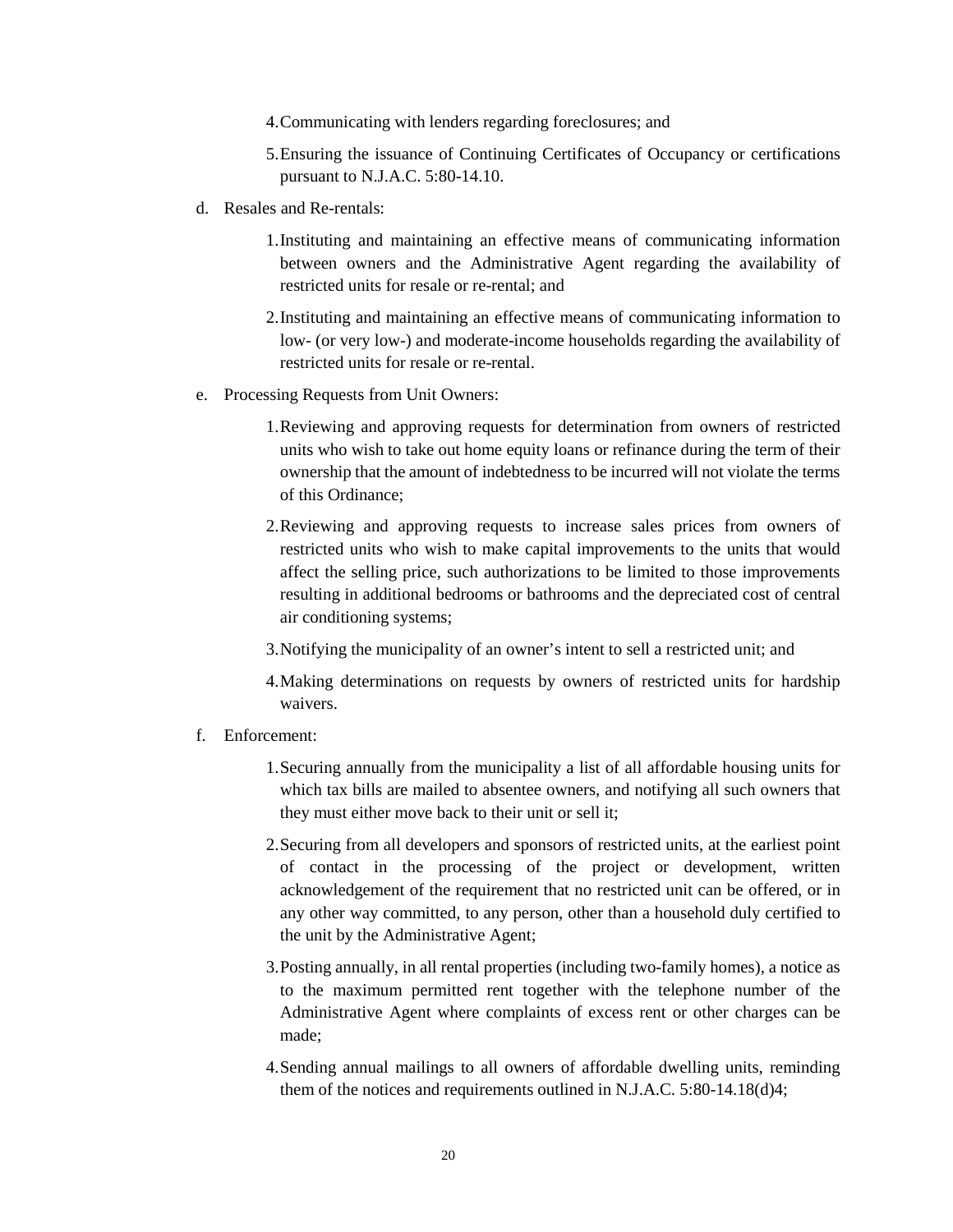4. Communicating with lenders regarding foreclosures; and

5. Ensuring the issuance of Continuing Certificates of Occupancy or certifications pursuant to N.J.A.C. 5:80-14.10.

d. Resales and Re-rentals:

1. Instituting and maintaining an effective means of communicating information between owners and the Administrative Agent regarding the availability of restricted units for resale or re-rental; and

2. Instituting and maintaining an effective means of communicating information to low- (or very low-) and moderate-income households regarding the availability of restricted units for resale or re-rental.

e. Processing Requests from Unit Owners:

1. Reviewing and approving requests for determination from owners of restricted units who wish to take out home equity loans or refinance during the term of their ownership that the amount of indebtedness to be incurred will not violate the terms of this Ordinance;

2. Reviewing and approving requests to increase sales prices from owners of restricted units who wish to make capital improvements to the units that would affect the selling price, such authorizations to be limited to those improvements resulting in additional bedrooms or bathrooms and the depreciated cost of central air conditioning systems;

3. Notifying the municipality of an owner's intent to sell a restricted unit; and

4. Making determinations on requests by owners of restricted units for hardship waivers.

f. Enforcement:

1. Securing annually from the municipality a list of all affordable housing units for which tax bills are mailed to absentee owners, and notifying all such owners that they must either move back to their unit or sell it;

2. Securing from all developers and sponsors of restricted units, at the earliest point of contact in the processing of the project or development, written acknowledgement of the requirement that no restricted unit can be offered, or in any other way committed, to any person, other than a household duly certified to the unit by the Administrative Agent;

3. Posting annually, in all rental properties (including two-family homes), a notice as to the maximum permitted rent together with the telephone number of the Administrative Agent where complaints of excess rent or other charges can be made;

4. Sending annual mailings to all owners of affordable dwelling units, reminding them of the notices and requirements outlined in N.J.A.C. 5:80-14.18(d)4;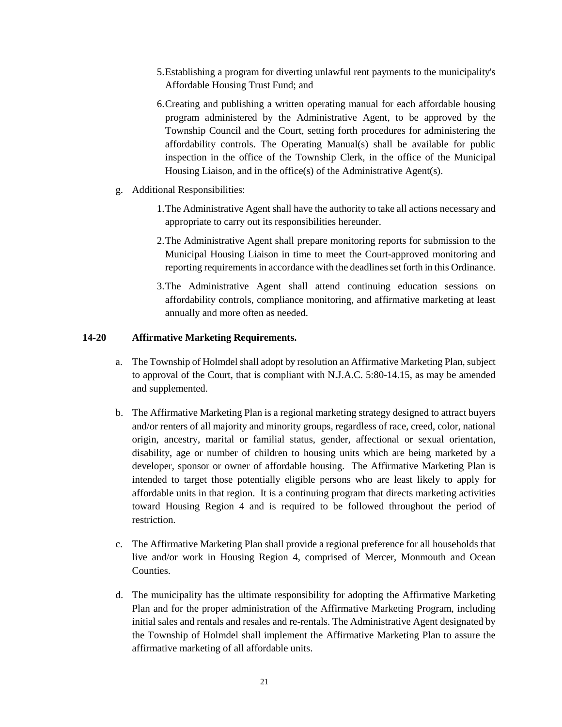5. Establishing a program for diverting unlawful rent payments to the municipality's Affordable Housing Trust Fund; and

6. Creating and publishing a written operating manual for each affordable housing program administered by the Administrative Agent, to be approved by the Township Council and the Court, setting forth procedures for administering the affordability controls. The Operating Manual(s) shall be available for public inspection in the office of the Township Clerk, in the office of the Municipal Housing Liaison, and in the office(s) of the Administrative Agent(s).

g. Additional Responsibilities:

1. The Administrative Agent shall have the authority to take all actions necessary and appropriate to carry out its responsibilities hereunder.

2. The Administrative Agent shall prepare monitoring reports for submission to the Municipal Housing Liaison in time to meet the Court-approved monitoring and reporting requirements in accordance with the deadlines set forth in this Ordinance.

3. The Administrative Agent shall attend continuing education sessions on affordability controls, compliance monitoring, and affirmative marketing at least annually and more often as needed.

**14-20 Affirmative Marketing Requirements.**

a. The Township of Holmdel shall adopt by resolution an Affirmative Marketing Plan, subject to approval of the Court, that is compliant with N.J.A.C. 5:80-14.15, as may be amended and supplemented.

b. The Affirmative Marketing Plan is a regional marketing strategy designed to attract buyers and/or renters of all majority and minority groups, regardless of race, creed, color, national origin, ancestry, marital or familial status, gender, affectional or sexual orientation, disability, age or number of children to housing units which are being marketed by a developer, sponsor or owner of affordable housing. The Affirmative Marketing Plan is intended to target those potentially eligible persons who are least likely to apply for affordable units in that region. It is a continuing program that directs marketing activities toward Housing Region 4 and is required to be followed throughout the period of restriction.

c. The Affirmative Marketing Plan shall provide a regional preference for all households that live and/or work in Housing Region 4, comprised of Mercer, Monmouth and Ocean Counties.

d. The municipality has the ultimate responsibility for adopting the Affirmative Marketing Plan and for the proper administration of the Affirmative Marketing Program, including initial sales and rentals and resales and re-rentals. The Administrative Agent designated by the Township of Holmdel shall implement the Affirmative Marketing Plan to assure the affirmative marketing of all affordable units.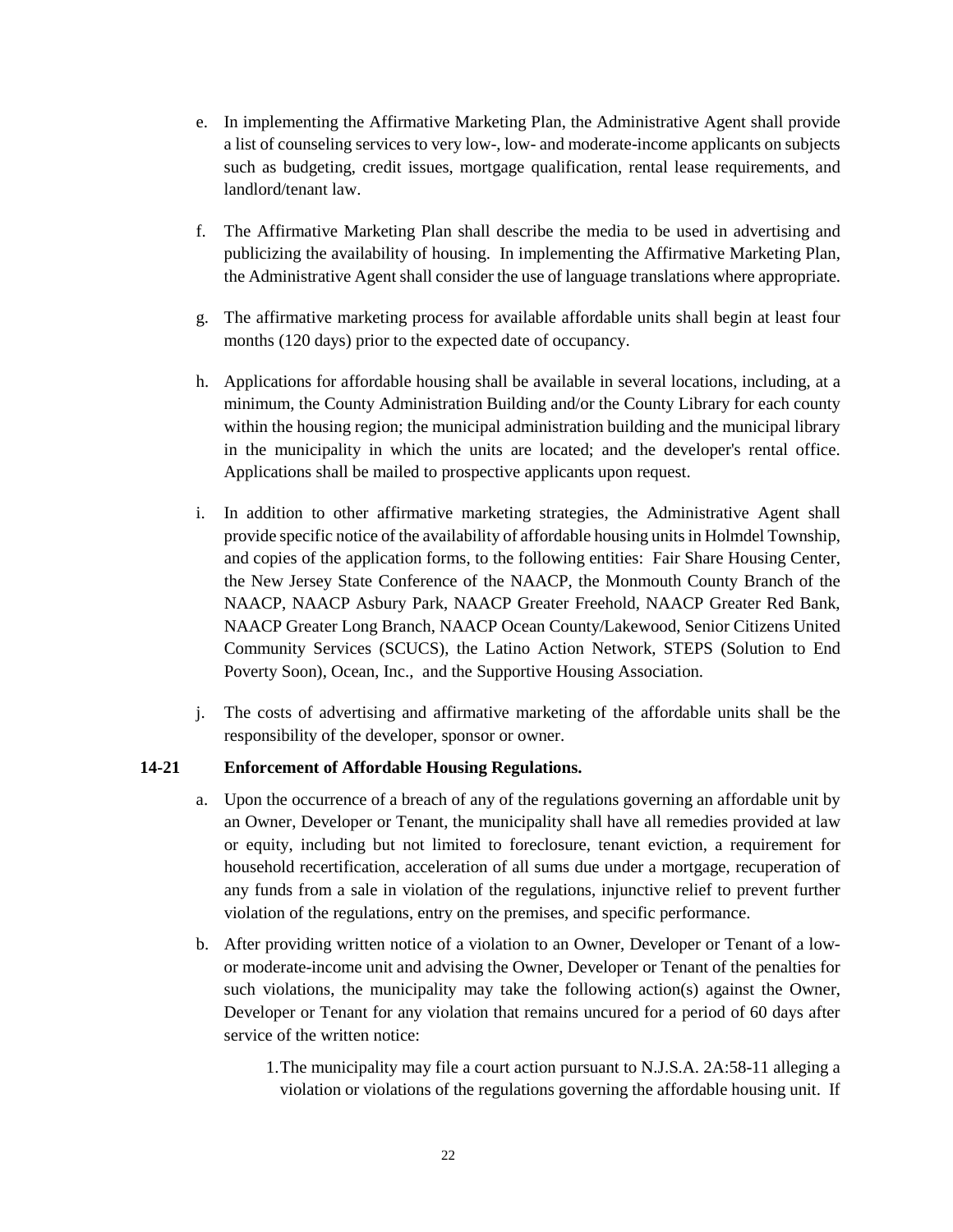e. In implementing the Affirmative Marketing Plan, the Administrative Agent shall provide a list of counseling services to very low-, low- and moderate-income applicants on subjects such as budgeting, credit issues, mortgage qualification, rental lease requirements, and landlord/tenant law.

f. The Affirmative Marketing Plan shall describe the media to be used in advertising and publicizing the availability of housing. In implementing the Affirmative Marketing Plan, the Administrative Agent shall consider the use of language translations where appropriate.

g. The affirmative marketing process for available affordable units shall begin at least four months (120 days) prior to the expected date of occupancy.

h. Applications for affordable housing shall be available in several locations, including, at a minimum, the County Administration Building and/or the County Library for each county within the housing region; the municipal administration building and the municipal library in the municipality in which the units are located; and the developer's rental office. Applications shall be mailed to prospective applicants upon request.

i. In addition to other affirmative marketing strategies, the Administrative Agent shall provide specific notice of the availability of affordable housing units in Holmdel Township, and copies of the application forms, to the following entities: Fair Share Housing Center, the New Jersey State Conference of the NAACP, the Monmouth County Branch of the NAACP, NAACP Asbury Park, NAACP Greater Freehold, NAACP Greater Red Bank, NAACP Greater Long Branch, NAACP Ocean County/Lakewood, Senior Citizens United Community Services (SCUCS), the Latino Action Network, STEPS (Solution to End Poverty Soon), Ocean, Inc., and the Supportive Housing Association.

j. The costs of advertising and affirmative marketing of the affordable units shall be the responsibility of the developer, sponsor or owner.

### 14-21 Enforcement of Affordable Housing Regulations.

a. Upon the occurrence of a breach of any of the regulations governing an affordable unit by an Owner, Developer or Tenant, the municipality shall have all remedies provided at law or equity, including but not limited to foreclosure, tenant eviction, a requirement for household recertification, acceleration of all sums due under a mortgage, recuperation of any funds from a sale in violation of the regulations, injunctive relief to prevent further violation of the regulations, entry on the premises, and specific performance.

b. After providing written notice of a violation to an Owner, Developer or Tenant of a low- or moderate-income unit and advising the Owner, Developer or Tenant of the penalties for such violations, the municipality may take the following action(s) against the Owner, Developer or Tenant for any violation that remains uncured for a period of 60 days after service of the written notice:

   1. The municipality may file a court action pursuant to N.J.S.A. 2A:58-11 alleging a violation or violations of the regulations governing the affordable housing unit. If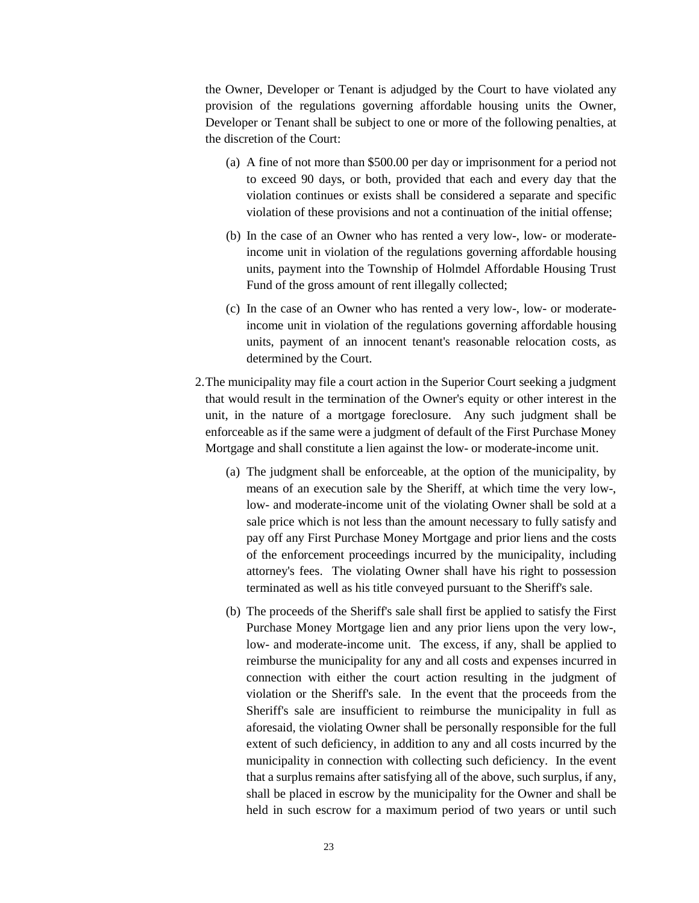the Owner, Developer or Tenant is adjudged by the Court to have violated any provision of the regulations governing affordable housing units the Owner, Developer or Tenant shall be subject to one or more of the following penalties, at the discretion of the Court:

(a) A fine of not more than $500.00 per day or imprisonment for a period not to exceed 90 days, or both, provided that each and every day that the violation continues or exists shall be considered a separate and specific violation of these provisions and not a continuation of the initial offense;

(b) In the case of an Owner who has rented a very low-, low- or moderate-income unit in violation of the regulations governing affordable housing units, payment into the Township of Holmdel Affordable Housing Trust Fund of the gross amount of rent illegally collected;

(c) In the case of an Owner who has rented a very low-, low- or moderate-income unit in violation of the regulations governing affordable housing units, payment of an innocent tenant's reasonable relocation costs, as determined by the Court.

2. The municipality may file a court action in the Superior Court seeking a judgment that would result in the termination of the Owner's equity or other interest in the unit, in the nature of a mortgage foreclosure. Any such judgment shall be enforceable as if the same were a judgment of default of the First Purchase Money Mortgage and shall constitute a lien against the low- or moderate-income unit.

(a) The judgment shall be enforceable, at the option of the municipality, by means of an execution sale by the Sheriff, at which time the very low-, low- and moderate-income unit of the violating Owner shall be sold at a sale price which is not less than the amount necessary to fully satisfy and pay off any First Purchase Money Mortgage and prior liens and the costs of the enforcement proceedings incurred by the municipality, including attorney's fees. The violating Owner shall have his right to possession terminated as well as his title conveyed pursuant to the Sheriff's sale.

(b) The proceeds of the Sheriff's sale shall first be applied to satisfy the First Purchase Money Mortgage lien and any prior liens upon the very low-, low- and moderate-income unit. The excess, if any, shall be applied to reimburse the municipality for any and all costs and expenses incurred in connection with either the court action resulting in the judgment of violation or the Sheriff's sale. In the event that the proceeds from the Sheriff's sale are insufficient to reimburse the municipality in full as aforesaid, the violating Owner shall be personally responsible for the full extent of such deficiency, in addition to any and all costs incurred by the municipality in connection with collecting such deficiency. In the event that a surplus remains after satisfying all of the above, such surplus, if any, shall be placed in escrow by the municipality for the Owner and shall be held in such escrow for a maximum period of two years or until such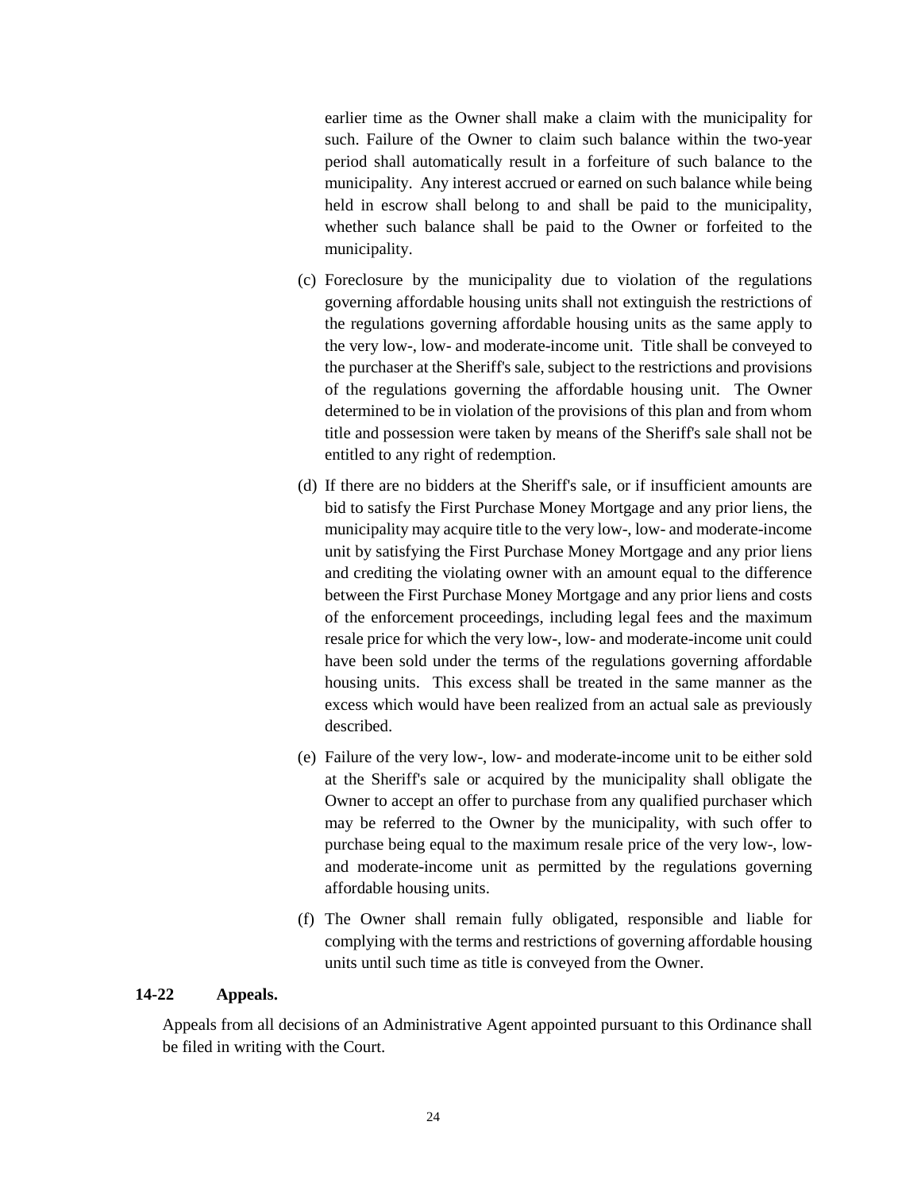earlier time as the Owner shall make a claim with the municipality for such. Failure of the Owner to claim such balance within the two-year period shall automatically result in a forfeiture of such balance to the municipality. Any interest accrued or earned on such balance while being held in escrow shall belong to and shall be paid to the municipality, whether such balance shall be paid to the Owner or forfeited to the municipality.

(c) Foreclosure by the municipality due to violation of the regulations governing affordable housing units shall not extinguish the restrictions of the regulations governing affordable housing units as the same apply to the very low-, low- and moderate-income unit. Title shall be conveyed to the purchaser at the Sheriff's sale, subject to the restrictions and provisions of the regulations governing the affordable housing unit. The Owner determined to be in violation of the provisions of this plan and from whom title and possession were taken by means of the Sheriff's sale shall not be entitled to any right of redemption.

(d) If there are no bidders at the Sheriff's sale, or if insufficient amounts are bid to satisfy the First Purchase Money Mortgage and any prior liens, the municipality may acquire title to the very low-, low- and moderate-income unit by satisfying the First Purchase Money Mortgage and any prior liens and crediting the violating owner with an amount equal to the difference between the First Purchase Money Mortgage and any prior liens and costs of the enforcement proceedings, including legal fees and the maximum resale price for which the very low-, low- and moderate-income unit could have been sold under the terms of the regulations governing affordable housing units. This excess shall be treated in the same manner as the excess which would have been realized from an actual sale as previously described.

(e) Failure of the very low-, low- and moderate-income unit to be either sold at the Sheriff's sale or acquired by the municipality shall obligate the Owner to accept an offer to purchase from any qualified purchaser which may be referred to the Owner by the municipality, with such offer to purchase being equal to the maximum resale price of the very low-, low- and moderate-income unit as permitted by the regulations governing affordable housing units.

(f) The Owner shall remain fully obligated, responsible and liable for complying with the terms and restrictions of governing affordable housing units until such time as title is conveyed from the Owner.

**14-22 Appeals.**

Appeals from all decisions of an Administrative Agent appointed pursuant to this Ordinance shall be filed in writing with the Court.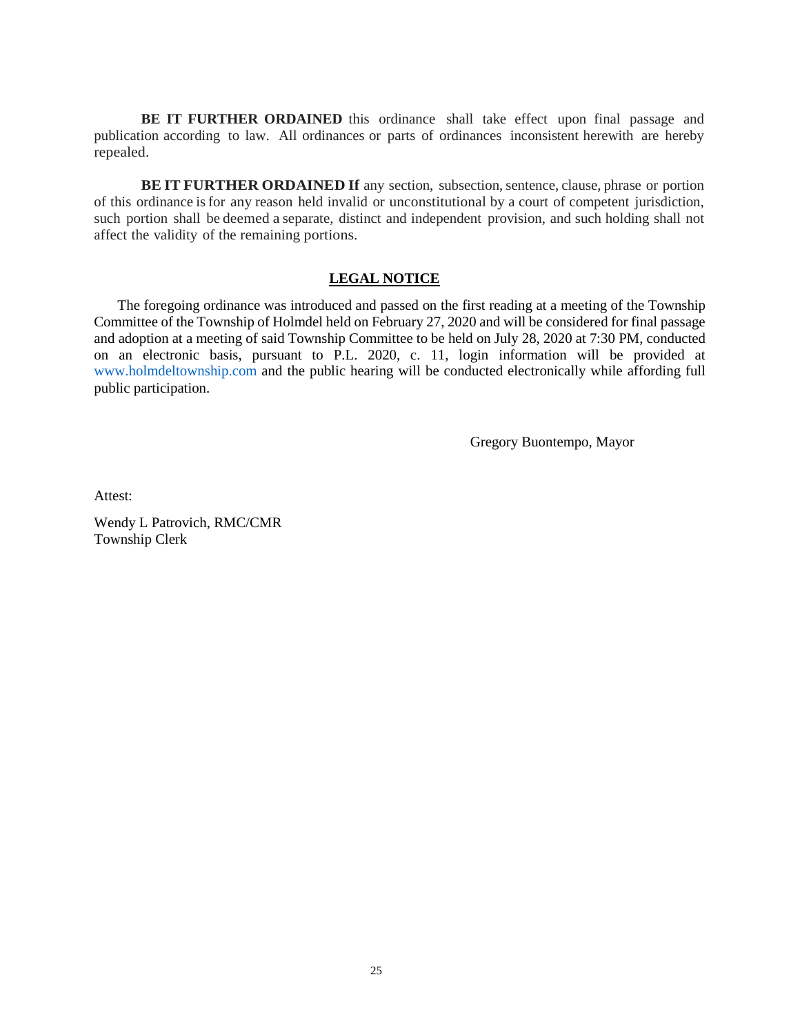**BE IT FURTHER ORDAINED** this ordinance shall take effect upon final passage and publication according to law. All ordinances or parts of ordinances inconsistent herewith are hereby repealed.

**BE IT FURTHER ORDAINED If** any section, subsection, sentence, clause, phrase or portion of this ordinance is for any reason held invalid or unconstitutional by a court of competent jurisdiction, such portion shall be deemed a separate, distinct and independent provision, and such holding shall not affect the validity of the remaining portions.

## LEGAL NOTICE

The foregoing ordinance was introduced and passed on the first reading at a meeting of the Township Committee of the Township of Holmdel held on February 27, 2020 and will be considered for final passage and adoption at a meeting of said Township Committee to be held on July 28, 2020 at 7:30 PM, conducted on an electronic basis, pursuant to P.L. 2020, c. 11, login information will be provided at www.holmdeltownship.com and the public hearing will be conducted electronically while affording full public participation.

Gregory Buontempo, Mayor

Attest:

Wendy L Patrovich, RMC/CMR
Township Clerk